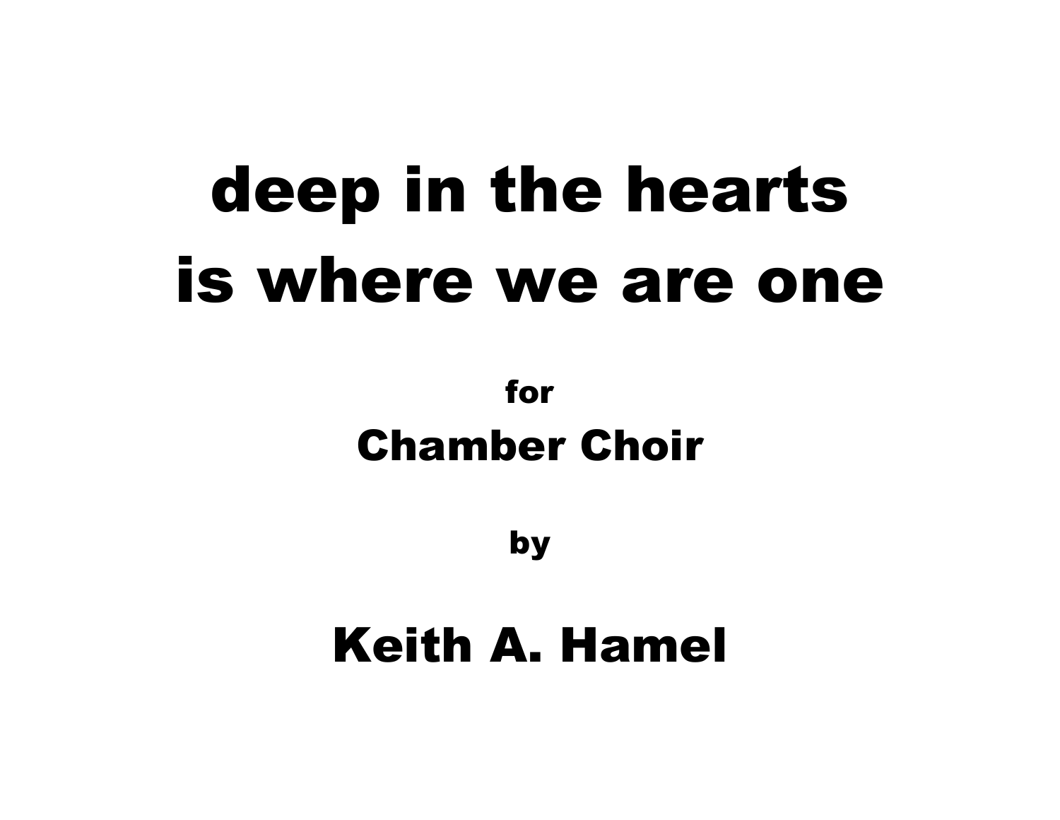# deep in the hearts is where we are one

for

## Chamber Choir

by

## Keith A. Hamel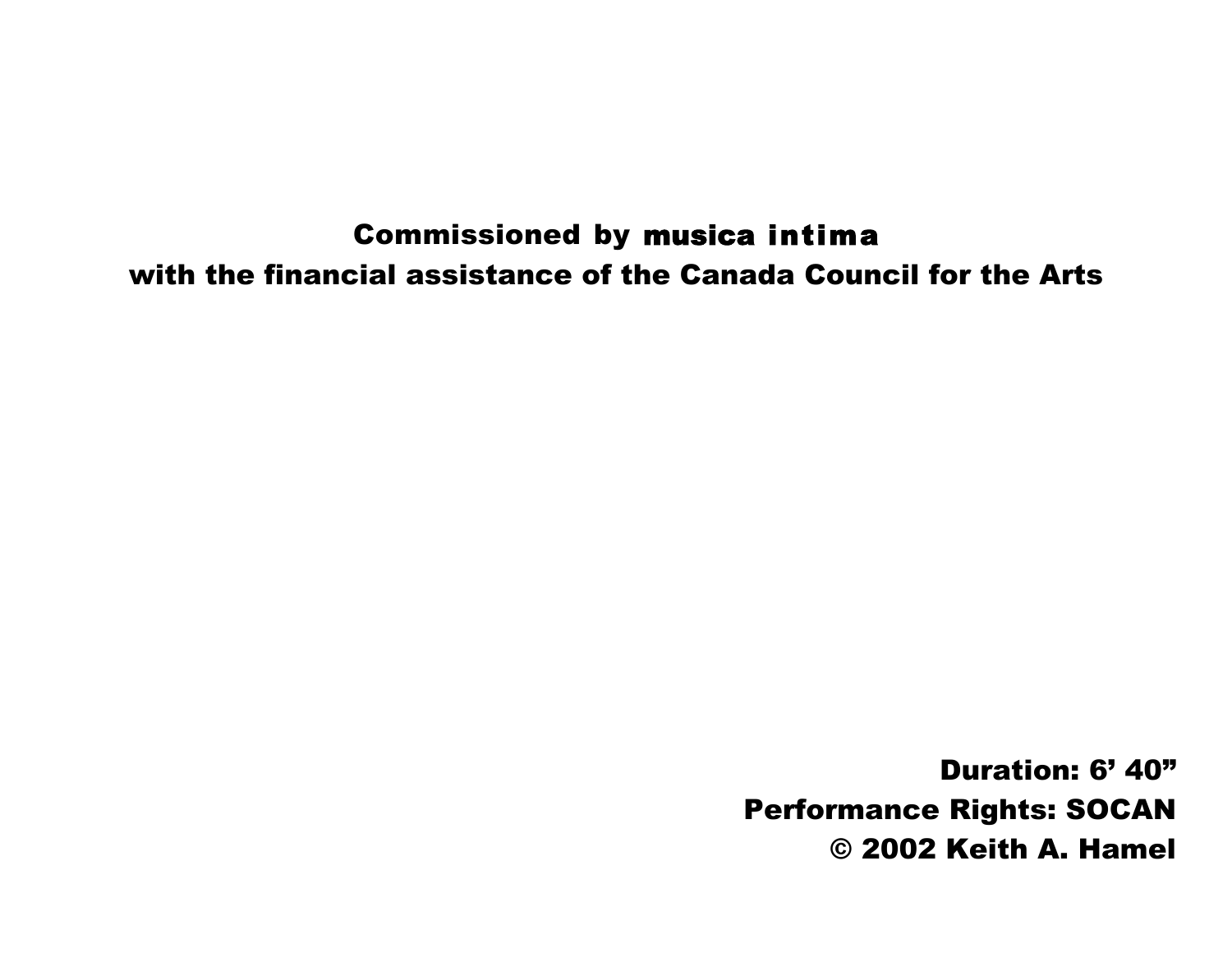**Commissioned by musica intima**
**with the financial assistance of the Canada Council for the Arts**

**Duration: 6’ 40”**
**Performance Rights: SOCAN**
**© 2002 Keith A. Hamel**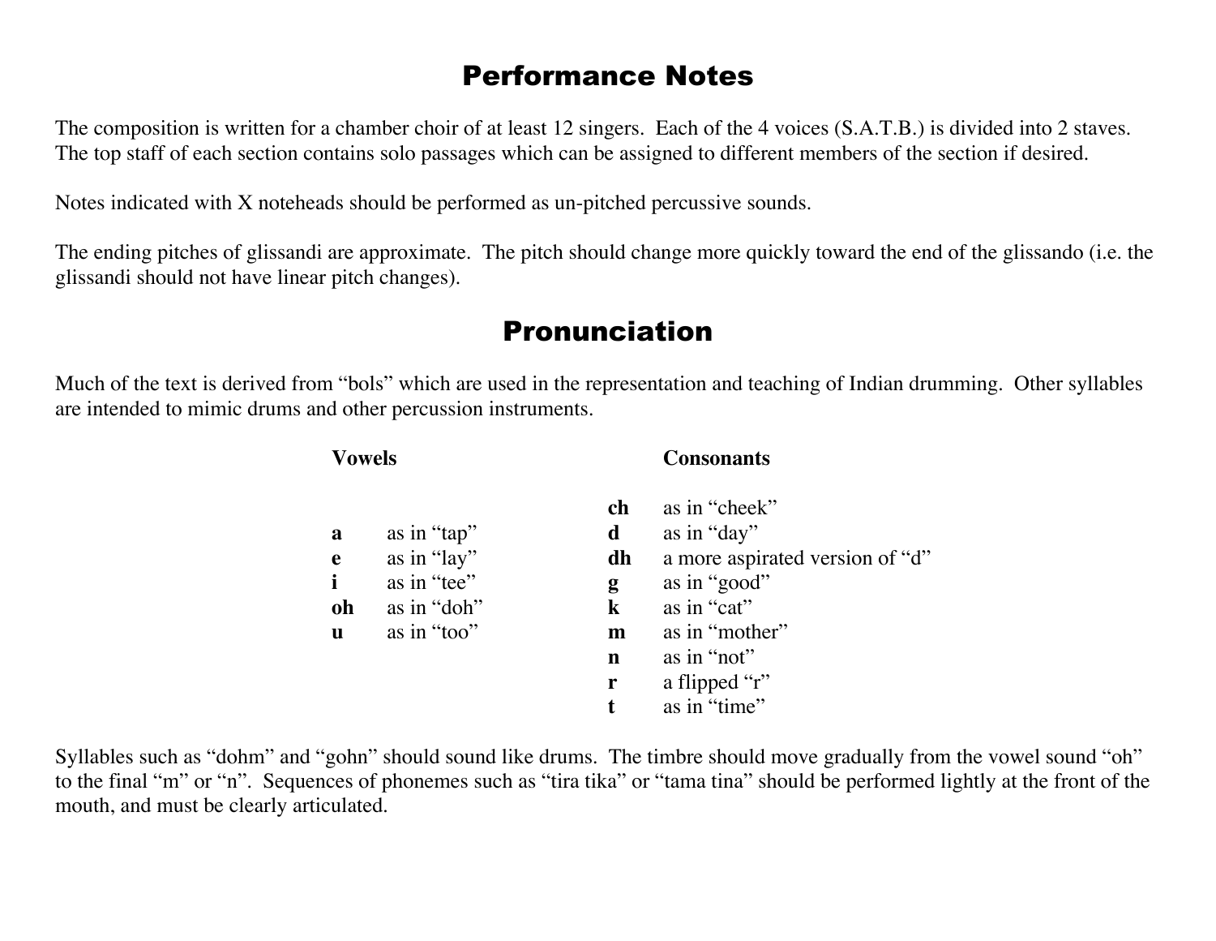# Performance Notes

The composition is written for a chamber choir of at least 12 singers. Each of the 4 voices (S.A.T.B.) is divided into 2 staves. The top staff of each section contains solo passages which can be assigned to different members of the section if desired.

Notes indicated with X noteheads should be performed as un-pitched percussive sounds.

The ending pitches of glissandi are approximate. The pitch should change more quickly toward the end of the glissando (i.e. the glissandi should not have linear pitch changes).

# Pronunciation

Much of the text is derived from "bols" which are used in the representation and teaching of Indian drumming. Other syllables are intended to mimic drums and other percussion instruments.

**Vowels**

| | |
|---|---|
| **a** | as in "tap" |
| **e** | as in "lay" |
| **i** | as in "tee" |
| **oh** | as in "doh" |
| **u** | as in "too" |

**Consonants**

| | |
|---|---|
| **ch** | as in "cheek" |
| **d** | as in "day" |
| **dh** | a more aspirated version of "d" |
| **g** | as in "good" |
| **k** | as in "cat" |
| **m** | as in "mother" |
| **n** | as in "not" |
| **r** | a flipped "r" |
| **t** | as in "time" |

Syllables such as "dohm" and "gohn" should sound like drums. The timbre should move gradually from the vowel sound "oh" to the final "m" or "n". Sequences of phonemes such as "tira tika" or "tama tina" should be performed lightly at the front of the mouth, and must be clearly articulated.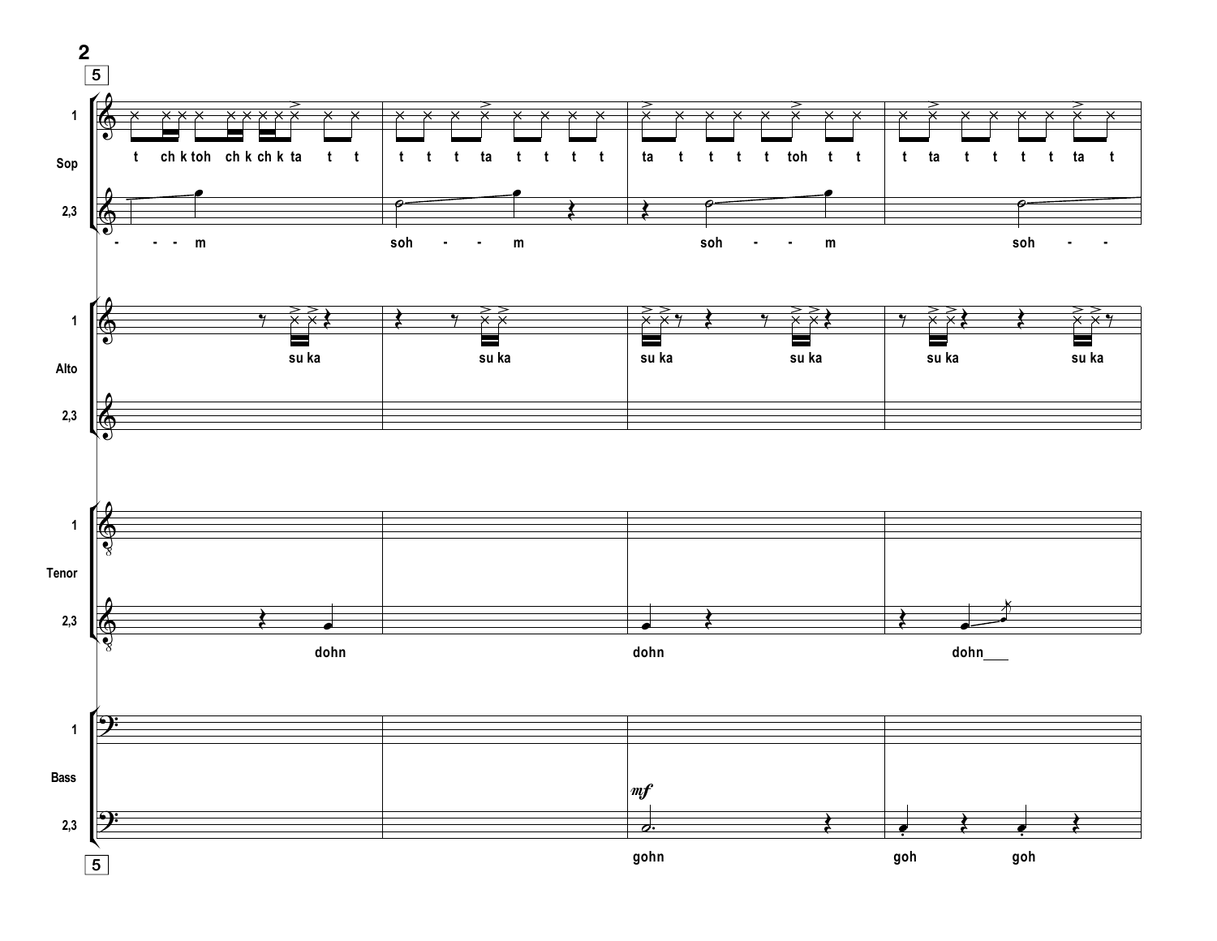5

**Sop 1:** t ch k toh ch k ch k ta t t | t t t ta t t t t | ta t t t t toh t t | t ta t t t t ta t

**Sop 2,3:** - - - m | soh - - - m | soh - - - m | soh - -

**Alto 1:** su ka | su ka | su ka su ka | su ka su ka

**Alto 2,3:**

**Tenor 1:**

**Tenor 2,3:** dohn | | dohn | dohn___

**Bass 1:**

**Bass 2,3:** | | *mf* gohn | goh goh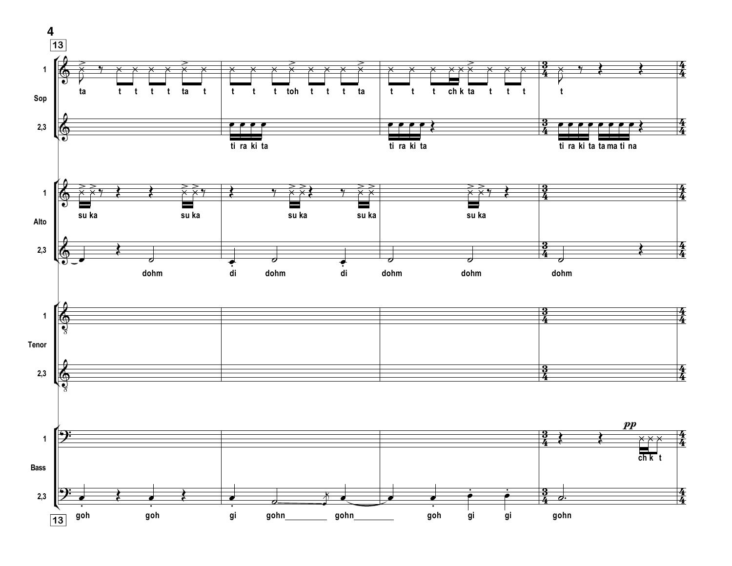**13**

**Sop 1:** ta t t t t ta t | t t t toh t t t ta | t t t ch k ta t t t | t

**Sop 2,3:** | ti ra ki ta | ti ra ki ta | ti ra ki ta ta ma ti na

**Alto 1:** su ka su ka | su ka su ka | su ka |

**Alto 2,3:** dohm | di dohm di | dohm dohm | dohm

**Tenor 1:**

**Tenor 2,3:**

**Bass 1:** | | | *pp* ch k t

**Bass 2,3:** goh goh | gi gohn\_\_\_\_\_\_\_\_\_ gohn\_\_\_\_\_\_\_\_\_ | goh gi gi | gohn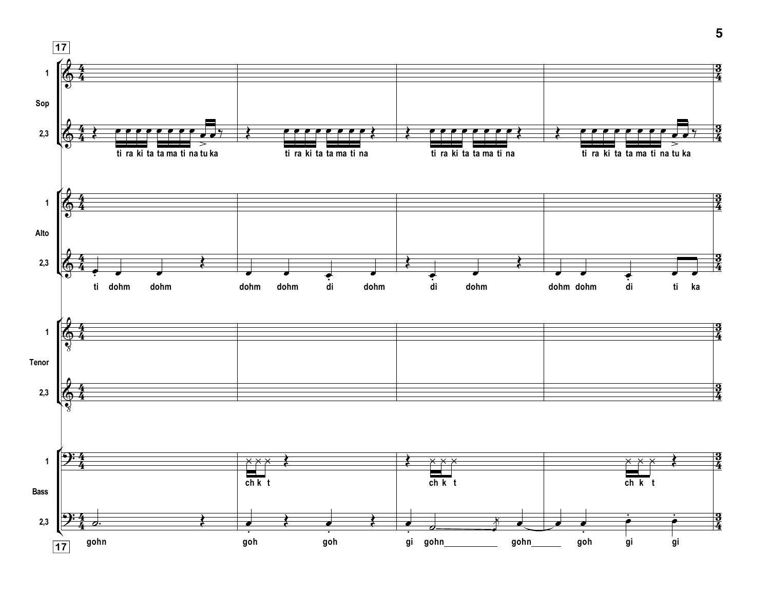17

**Sop** 1

**Sop** 2,3: ti ra ki ta ta ma ti na tu ka | ti ra ki ta ta ma ti na | ti ra ki ta ta ma ti na | ti ra ki ta ta ma ti na tu ka

**Alto** 1

**Alto** 2,3: ti dohm dohm | dohm dohm di dohm | di dohm | dohm dohm di ti ka

**Tenor** 1

**Tenor** 2,3

**Bass** 1: ch k t | ch k t | ch k t

**Bass** 2,3: gohn | goh goh | gi gohn\_\_\_\_\_\_ gohn\_\_\_ | goh gi gi

17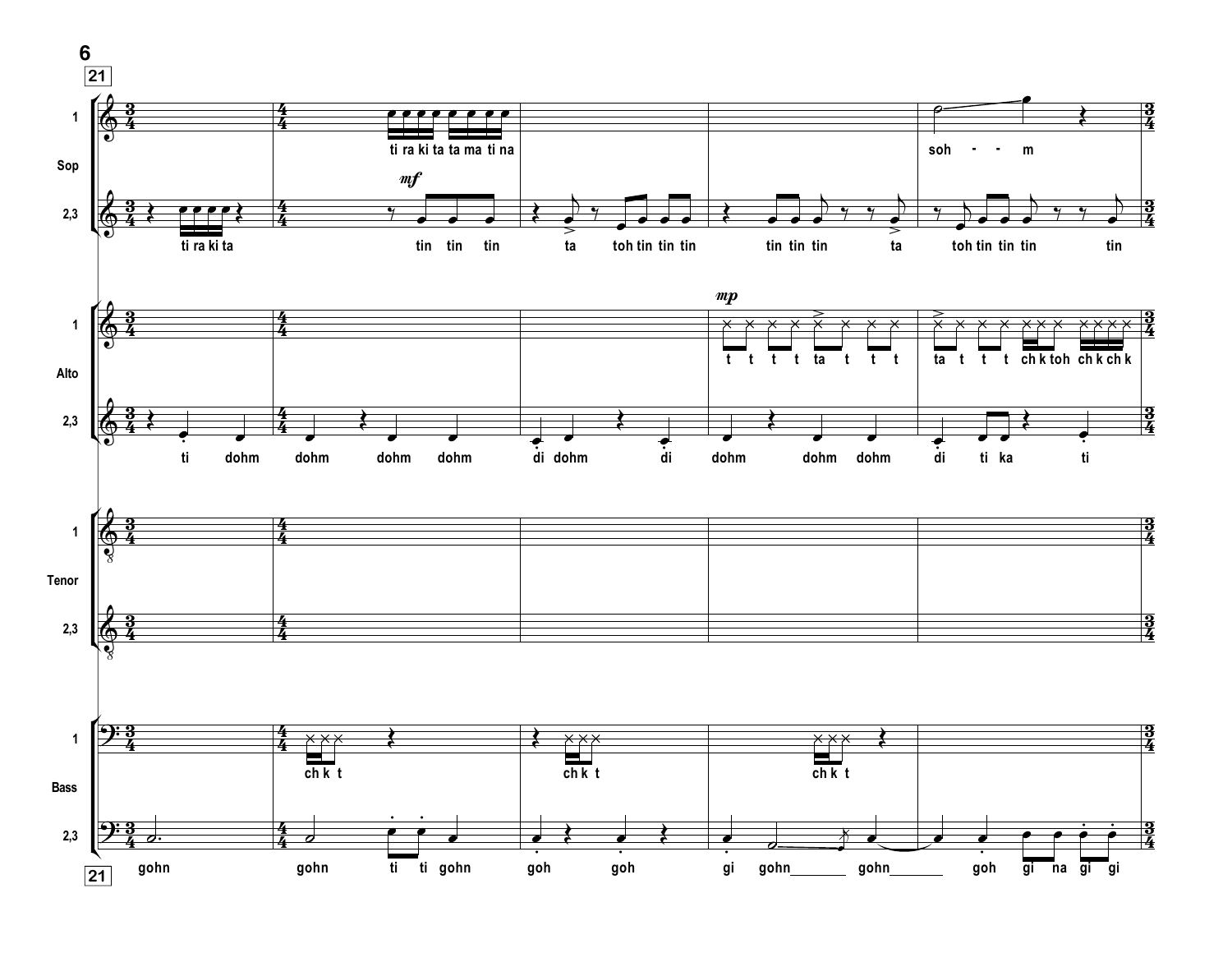**21**

**Sop 1:** ti ra ki ta ta ma ti na — soh - - m

**Sop 2,3:** ti ra ki ta — *mf* tin tin tin — ta toh tin tin tin — tin tin tin ta — toh tin tin tin tin

**Alto 1:** *mp* t t t t ta t t t — ta t t t ch k toh ch k ch k

**Alto 2,3:** ti dohm — dohm dohm dohm — di dohm di — dohm dohm dohm — di ti ka ti

**Tenor 1**

**Tenor 2,3**

**Bass 1:** ch k t — ch k t — ch k t

**Bass 2,3:** gohn — gohn ti ti gohn — goh goh — gi gohn_______ gohn_______ — goh gi na gi gi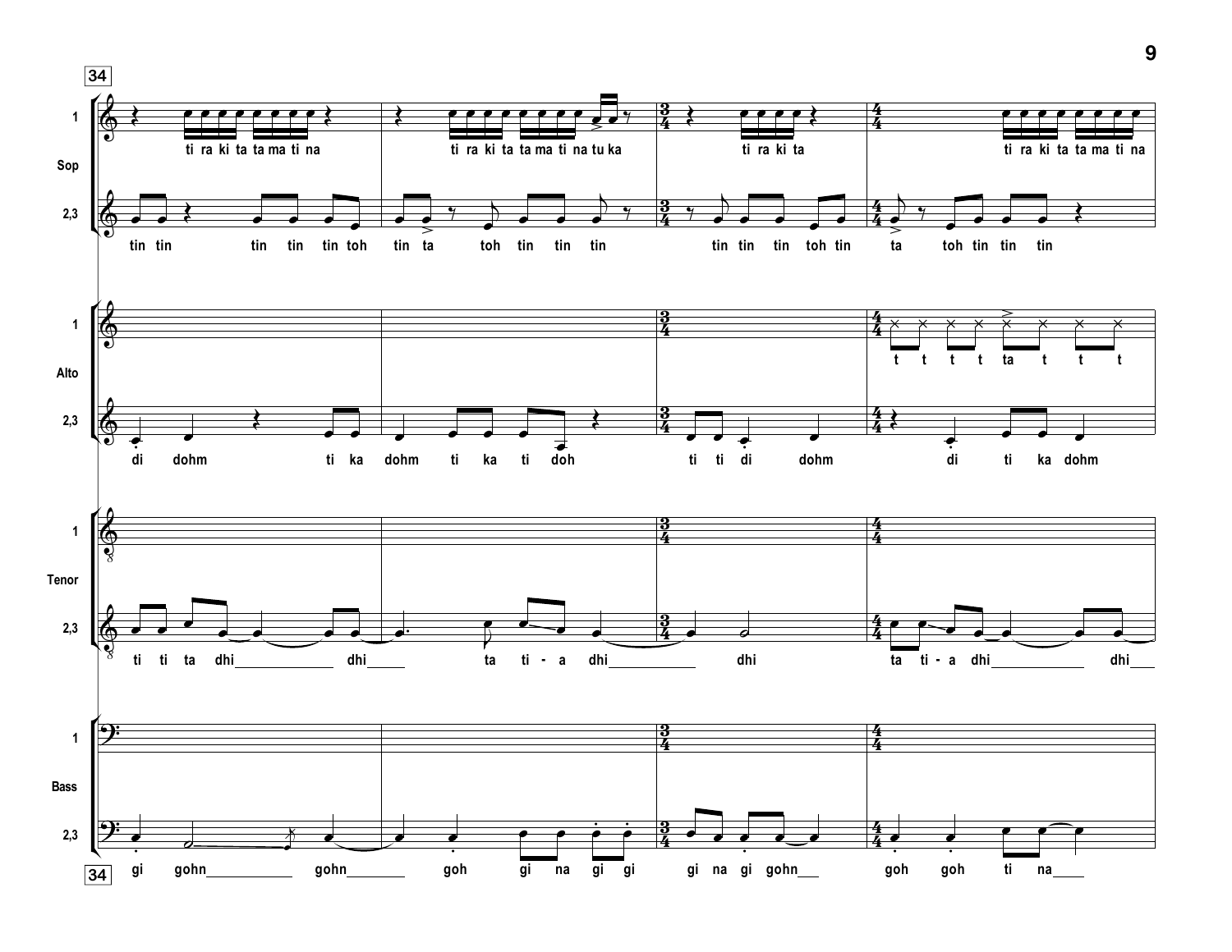**34**

**Sop 1:** ti ra ki ta ta ma ti na | ti ra ki ta ta ma ti na tu ka | ti ra ki ta | ti ra ki ta ta ma ti na

**Sop 2,3:** tin tin tin tin tin toh | tin ta toh tin tin tin | tin tin tin toh tin | ta toh tin tin tin

**Alto 1:** t t t t ta t t t

**Alto 2,3:** di dohm ti ka | dohm ti ka ti doh | ti ti di dohm | di ti ka dohm

**Tenor 2,3:** ti ti ta dhi\_\_\_\_ dhi\_\_\_\_ | ta ti - a dhi\_\_\_\_ | dhi | ta ti - a dhi\_\_\_\_ dhi\_\_\_\_

**Bass 2,3:** gi gohn\_\_\_\_ gohn\_\_\_\_ | goh gi na gi gi | gi na gi gohn\_\_\_\_ | goh goh ti na\_\_\_\_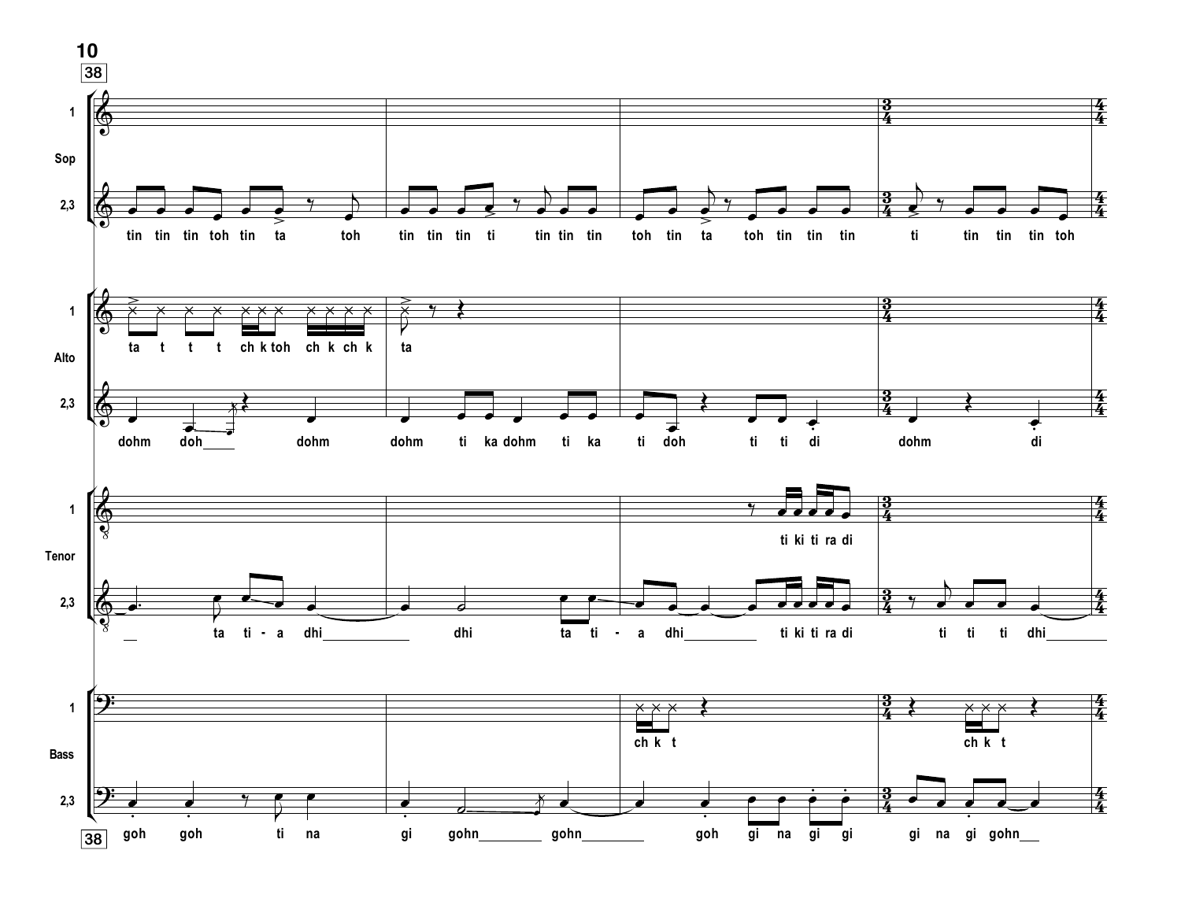38

**Sop 1**

**Sop 2,3**
tin tin tin toh tin ta toh tin tin tin ti tin tin tin toh tin ta toh tin tin tin ti tin tin tin toh

**Alto 1**
ta t t t ch k toh ch k ch k ta

**Alto 2,3**
dohm doh\_\_\_\_ dohm dohm ti ka dohm ti ka ti doh ti ti di dohm di

**Tenor 1**
ti ki ti ra di

**Tenor 2,3**
\_\_ ta ti - a dhi\_\_\_\_\_\_\_\_\_\_ dhi ta ti - a dhi\_\_\_\_\_\_\_\_ ti ki ti ra di ti ti ti dhi\_\_\_\_\_\_\_

**Bass 1**
ch k t ch k t

**Bass 2,3**
goh goh ti na gi gohn\_\_\_\_\_\_\_ gohn\_\_\_\_\_\_\_ goh gi na gi gi gi na gi gohn\_\_\_

38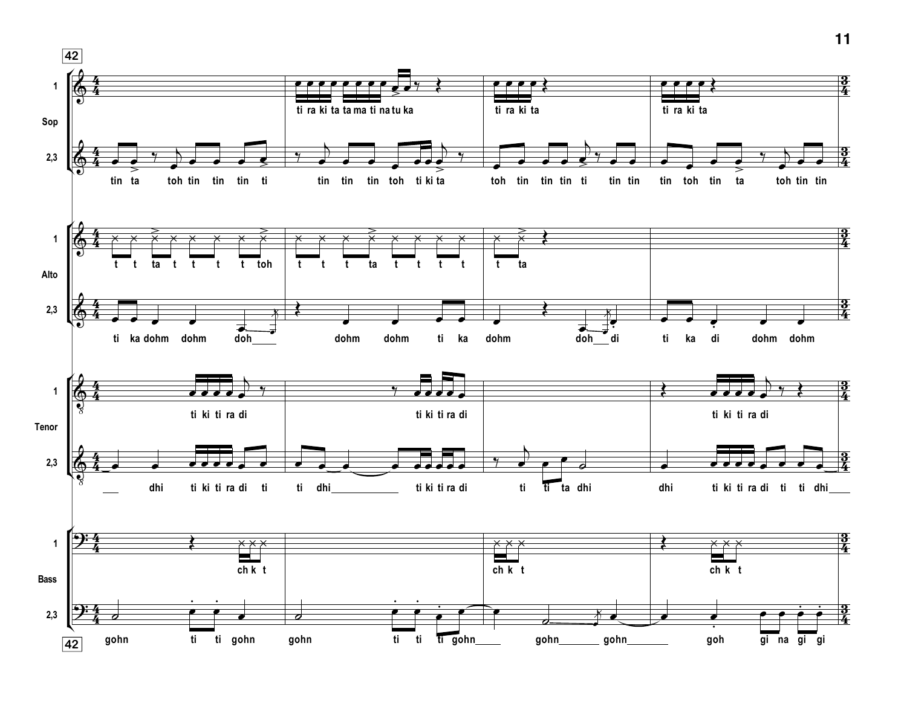42

**Sop 1:** ti ra ki ta ta ma ti na tu ka | ti ra ki ta | ti ra ki ta

**Sop 2,3:** tin ta toh tin tin tin ti | tin tin tin toh ti ki ta | toh tin tin tin ti tin tin | tin toh tin ta toh tin tin

**Alto 1:** t t ta t t t t toh | t t t ta t t t t | t ta

**Alto 2,3:** ti ka dohm dohm doh | dohm dohm ti ka | dohm doh di | ti ka di dohm dohm

**Tenor 1:** ti ki ti ra di | ti ki ti ra di | | ti ki ti ra di

**Tenor 2,3:** dhi ti ki ti ra di ti | ti dhi ti ki ti ra di | ti ti ta dhi | dhi ti ki ti ra di ti ti dhi

**Bass 1:** ch k t | | ch k t | ch k t

**Bass 2,3:** gohn ti ti gohn | gohn ti ti ti gohn | gohn gohn | goh gi na gi gi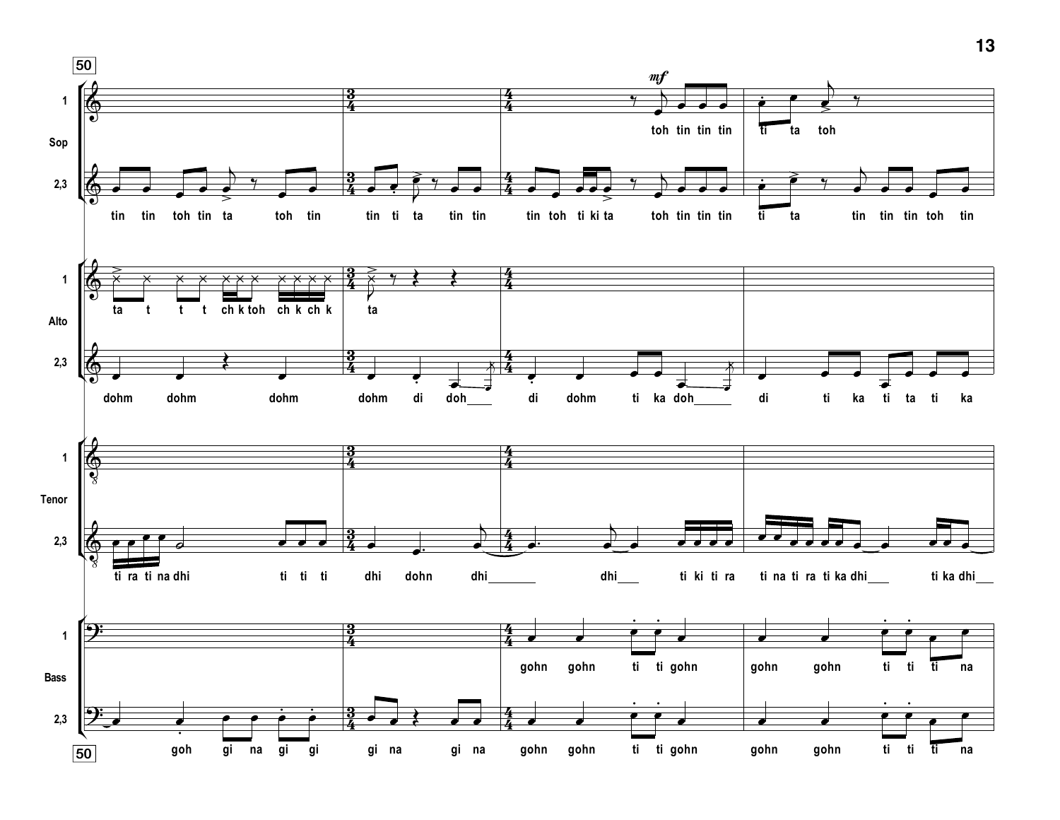50

**Sop 1**

*mf*

toh tin tin tin ti ta toh

**Sop 2,3**

tin tin toh tin ta toh tin tin ti ta tin tin tin toh ti ki ta toh tin tin tin ti ta tin tin tin toh tin

**Alto 1**

ta t t t ch k toh ch k ch k ta

**Alto 2,3**

dohm dohm dohm dohm di doh___ di dohm ti ka doh___ di ti ka ti ta ti ka

**Tenor 1**

**Tenor 2,3**

ti ra ti na dhi ti ti ti dhi dohn dhi_______ dhi___ ti ki ti ra ti na ti ra ti ka dhi___ ti ka dhi___

**Bass 1**

gohn gohn ti ti gohn gohn gohn ti ti ti na

**Bass 2,3**

goh gi na gi gi gi na gi na gohn gohn ti ti gohn gohn gohn ti ti ti na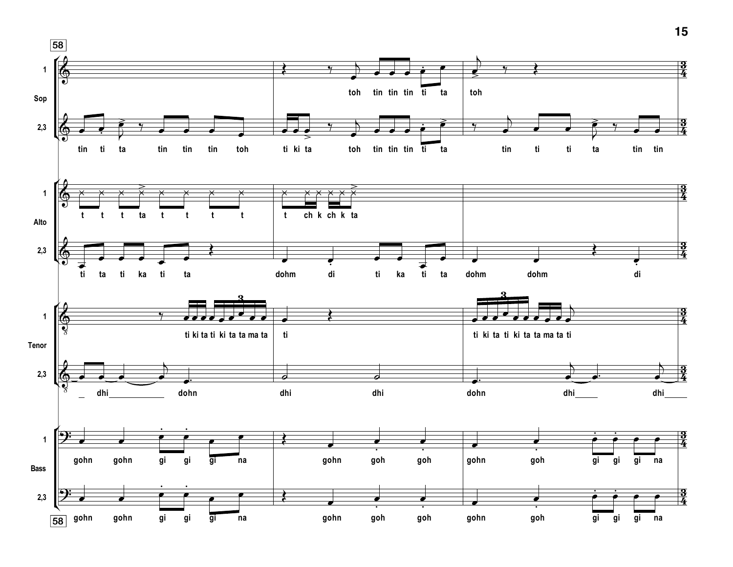58

**Sop 1:** toh tin tin tin ti ta toh

**Sop 2,3:** tin ti ta tin tin tin toh ti ki ta toh tin tin tin ti ta tin ti ti ta tin tin

**Alto 1:** t t t ta t t t t t ch k ch k ta

**Alto 2,3:** ti ta ti ka ti ta dohm di ti ka ti ta dohm dohm di

**Tenor 1:** ti ki ta ti ki ta ta ma ta ti ti ki ta ti ki ta ta ma ta ti

**Tenor 2,3:** _ dhi dohn dhi dhi dohn dhi dhi

**Bass 1:** gohn gohn gi gi gi na gohn goh goh gohn goh gi gi gi na

**Bass 2,3:** gohn gohn gi gi gi na gohn goh goh gohn goh gi gi gi na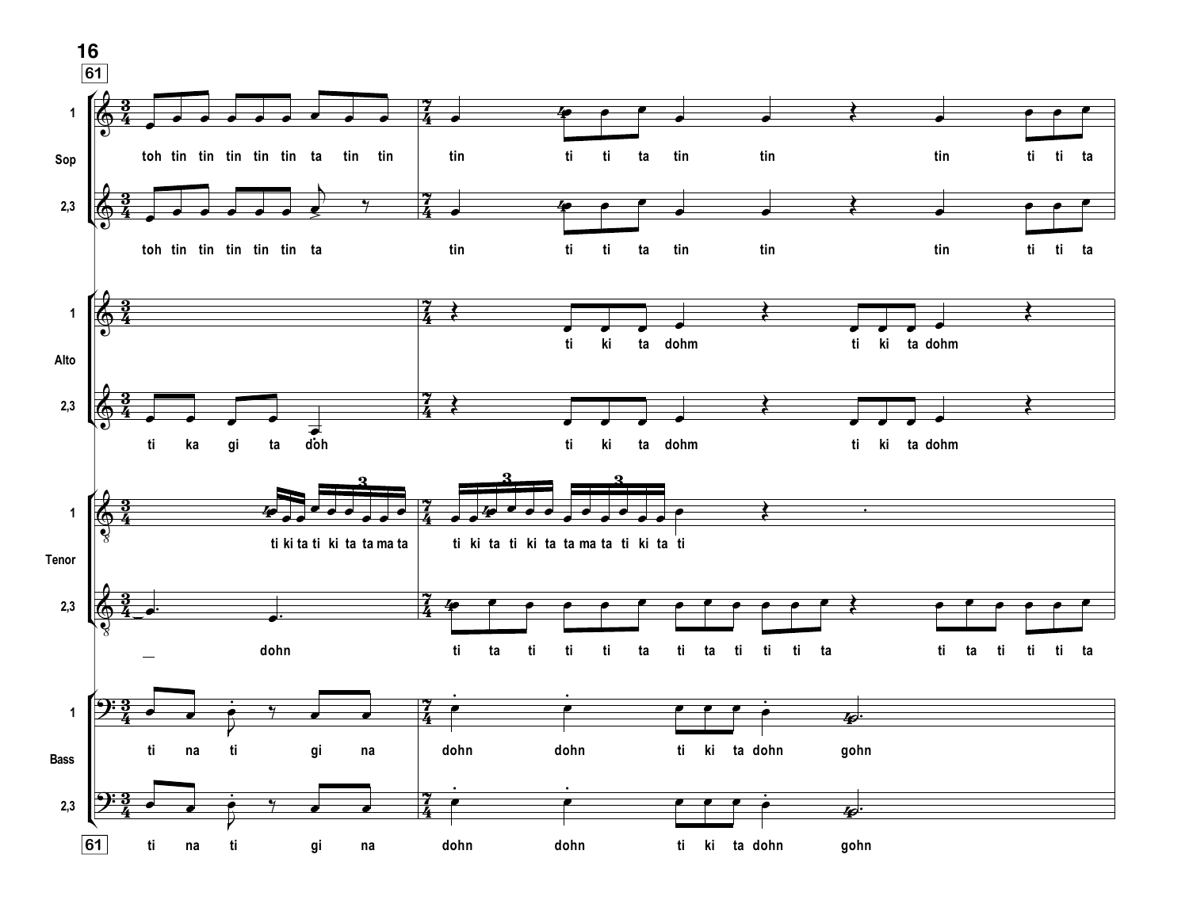61

**Sop 1:** toh tin tin tin tin tin ta tin tin | tin ti ti ta tin tin tin ti ti ta

**Sop 2,3:** toh tin tin tin tin tin ta | tin ti ti ta tin tin tin ti ti ta

**Alto 1:** | ti ki ta dohm ti ki ta dohm

**Alto 2,3:** ti ka gi ta doh | ti ki ta dohm ti ki ta dohm

**Tenor 1:** ti ki ta ti ki ta ta ma ta | ti ki ta ti ki ta ta ma ta ti ki ta ti

**Tenor 2,3:** _ dohn | ti ta ti ti ti ta ti ta ti ti ti ta ti ta ti ti ti ta

**Bass 1:** ti na ti gi na | dohn dohn ti ki ta dohn gohn

**Bass 2,3:** ti na ti gi na | dohn dohn ti ki ta dohn gohn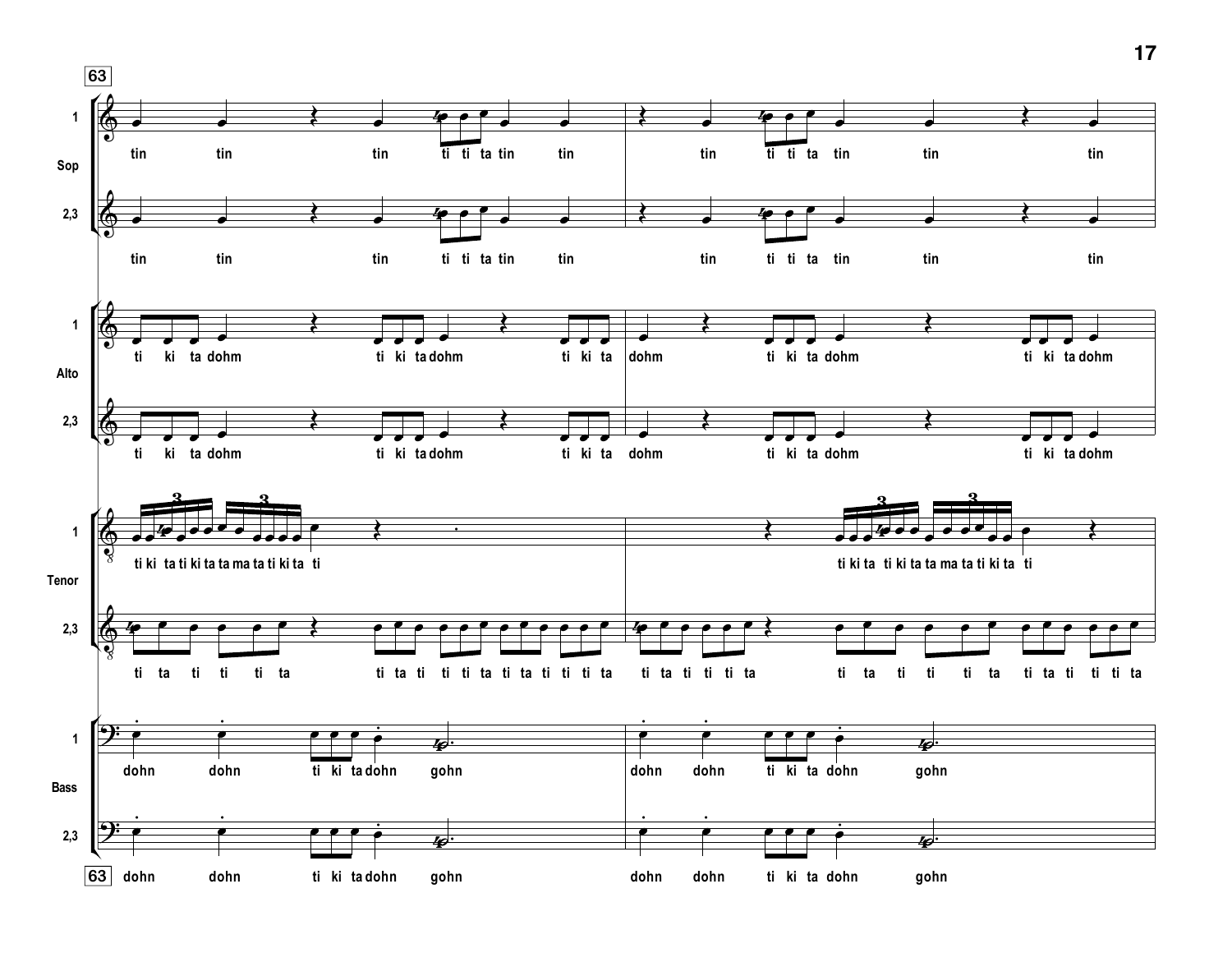63

**Sop 1:** tin tin tin ti ti ta tin tin | tin ti ti ta tin tin tin

**Sop 2,3:** tin tin tin ti ti ta tin tin | tin ti ti ta tin tin tin

**Alto 1:** ti ki ta dohm ti ki ta dohm ti ki ta | dohm ti ki ta dohm ti ki ta dohm

**Alto 2,3:** ti ki ta dohm ti ki ta dohm ti ki ta | dohm ti ki ta dohm ti ki ta dohm

**Tenor 1:** ti ki ta ti ki ta ta ma ta ti ki ta ti | ti ki ta ti ki ta ta ma ta ti ki ta ti

**Tenor 2,3:** ti ta ti ti ti ta ti ta ti ti ti ta ti ta ti ti ti ta | ti ta ti ti ti ta ti ta ti ti ti ta ti ta ti ti ti ta

**Bass 1:** dohn dohn ti ki ta dohn gohn | dohn dohn ti ki ta dohn gohn

**Bass 2,3:** dohn dohn ti ki ta dohn gohn | dohn dohn ti ki ta dohn gohn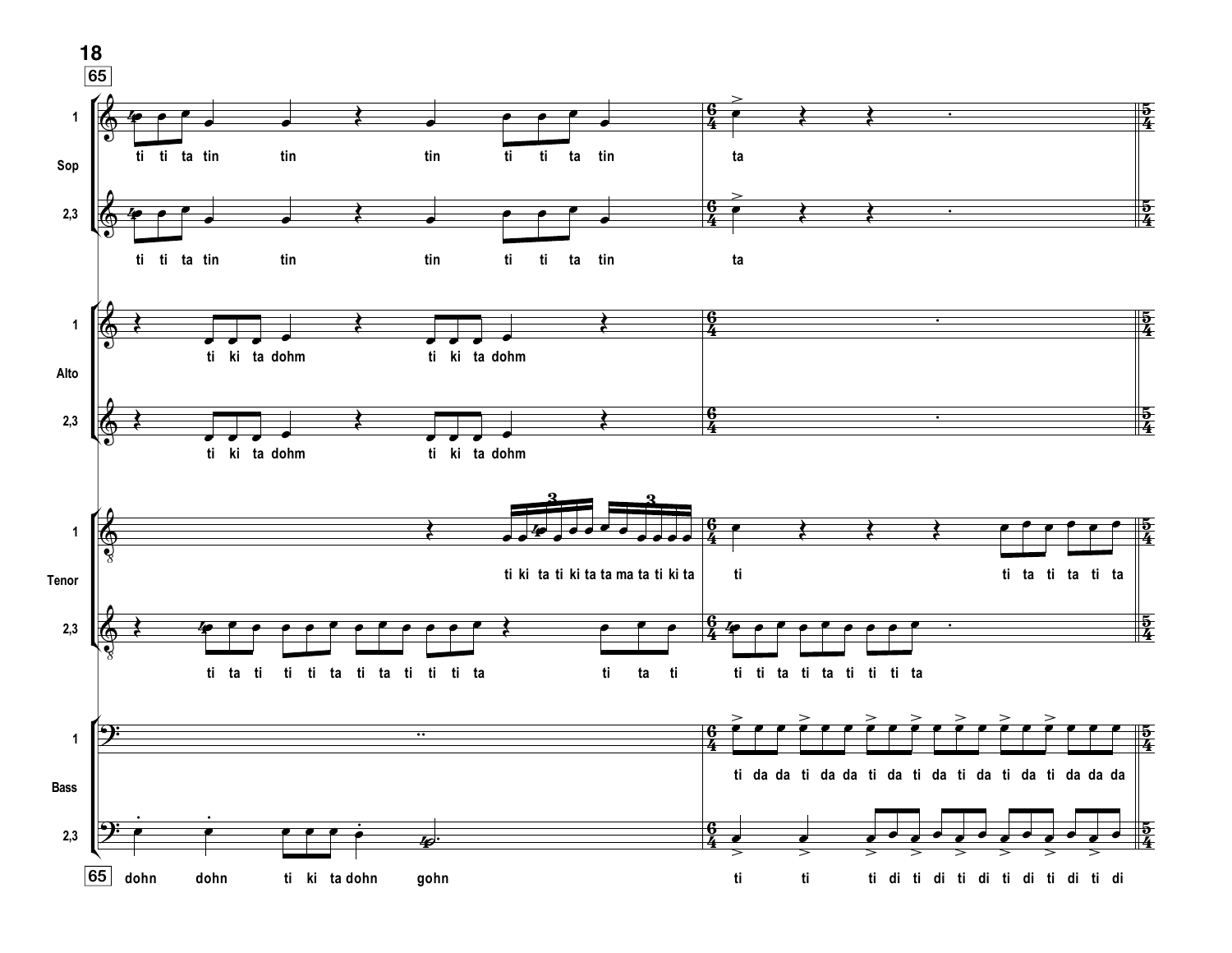65

**Sop 1:** ti ti ta tin tin tin ti ti ta tin | ta

**Sop 2,3:** ti ti ta tin tin tin ti ti ta tin | ta

**Alto 1:** ti ki ta dohm ti ki ta dohm

**Alto 2,3:** ti ki ta dohm ti ki ta dohm

**Tenor 1:** ti ki ta ti ki ta ta ma ta ti ki ta | ti ti ta ti ta ti ta

**Tenor 2,3:** ti ta ti ti ti ta ti ta ti ti ti ta ti ta ti | ti ti ta ti ta ti ti ti ta

**Bass 1:** | ti da da ti da da ti da ti da ti da ti da ti da da da

**Bass 2,3:** dohn dohn ti ki ta dohn gohn | ti ti ti di ti di ti di ti di ti di ti di

65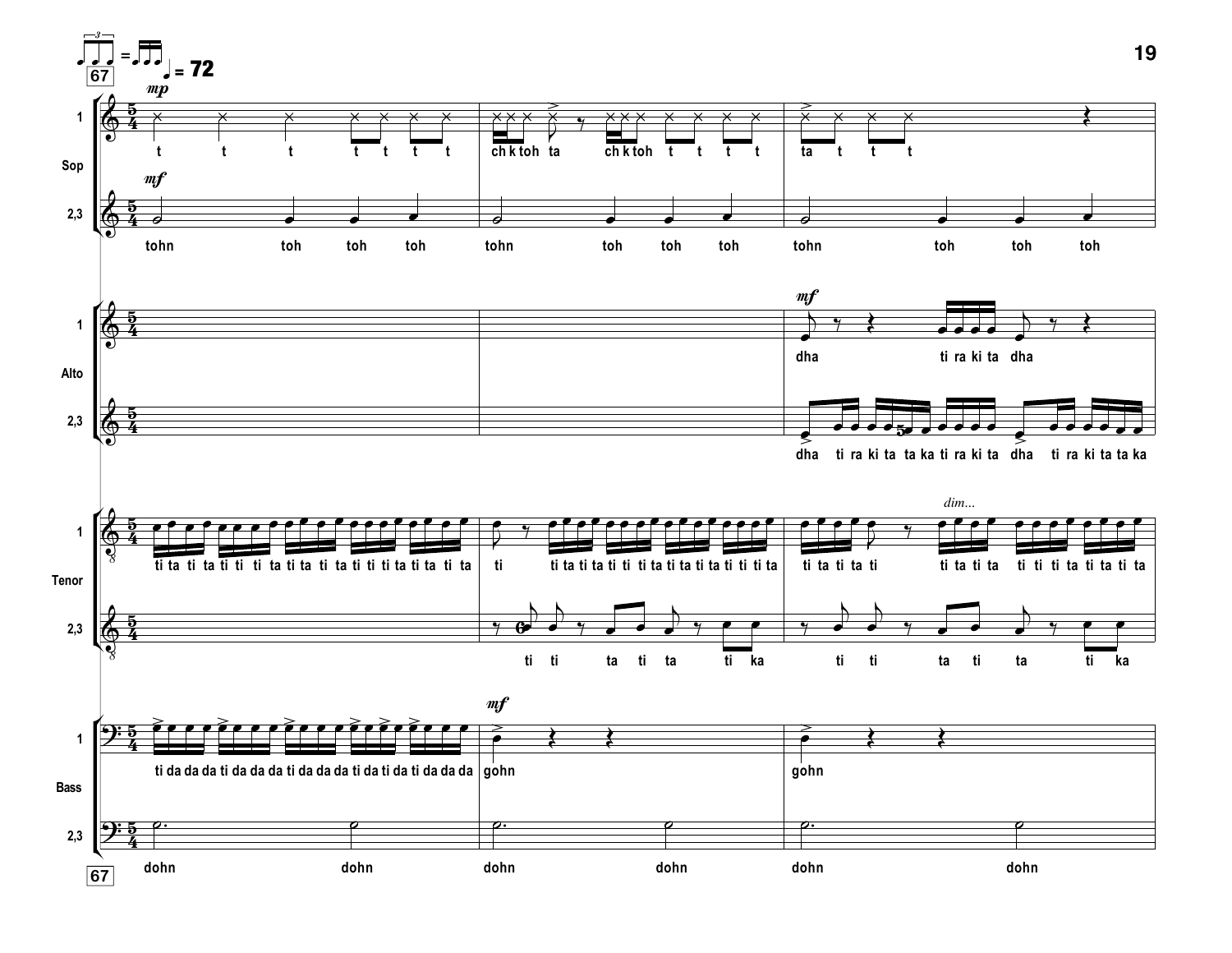67 ♩♩♩ (triplet) = ♬♩ ♩ = 72

**Sop 1** *mp*: t t t t t t t | ch k toh ta ch k toh t t t t | ta t t t

**Sop 2,3** *mf*: tohn toh toh toh | tohn toh toh toh | tohn toh toh toh

**Alto 1** *mf*: dha ti ra ki ta dha

**Alto 2,3**: dha ti ra ki ta ta ka ti ra ki ta dha ti ra ki ta ta ka

**Tenor 1**: ti ta ti ta ti ti ti ta ti ta ti ta ti ti ti ta ti ta ti ta | ti ti ta ti ta ti ti ti ta ti ta ti ta ti ti ti ta | *dim...* ti ta ti ta ti ti ta ti ta ti ti ti ta ti ta ti ta

**Tenor 2,3**: ti ti ta ti ta ti ka | ti ti ta ti ta ti ka

**Bass 1**: ti da da da ti da da da ti da da da ti da ti da ti da da da | *mf* gohn | gohn

**Bass 2,3**: dohn dohn | dohn dohn | dohn dohn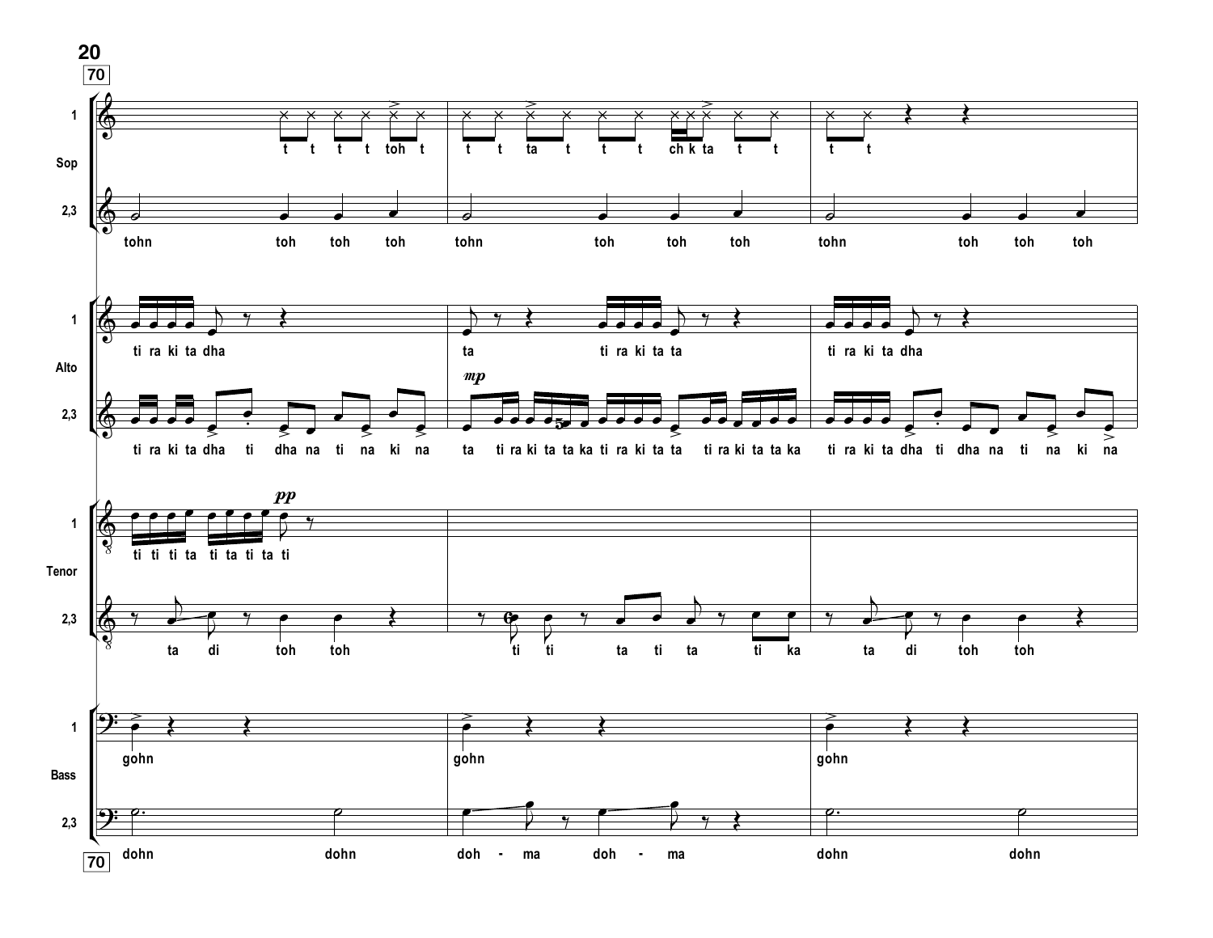**70**

**Sop**

1: t t t t toh t | t t ta t t t ch k ta t t | t t

2,3: tohn toh toh toh | tohn toh toh toh | tohn toh toh toh

**Alto**

1: ti ra ki ta dha | ta ti ra ki ta ta | ti ra ki ta dha

2,3: ti ra ki ta dha ti dha na ti na ki na | *mp* ta ti ra ki ta ta ka ti ra ki ta ta ti ra ki ta ta ka | ti ra ki ta dha ti dha na ti na ki na

**Tenor**

1: ti ti ti ta ti ta ti ta *pp* ti

2,3: ta di toh toh | ti ti ta ti ta ti ka | ta di toh toh

**Bass**

1: gohn | gohn | gohn

2,3: dohn dohn | doh - ma doh - ma | dohn dohn

**70**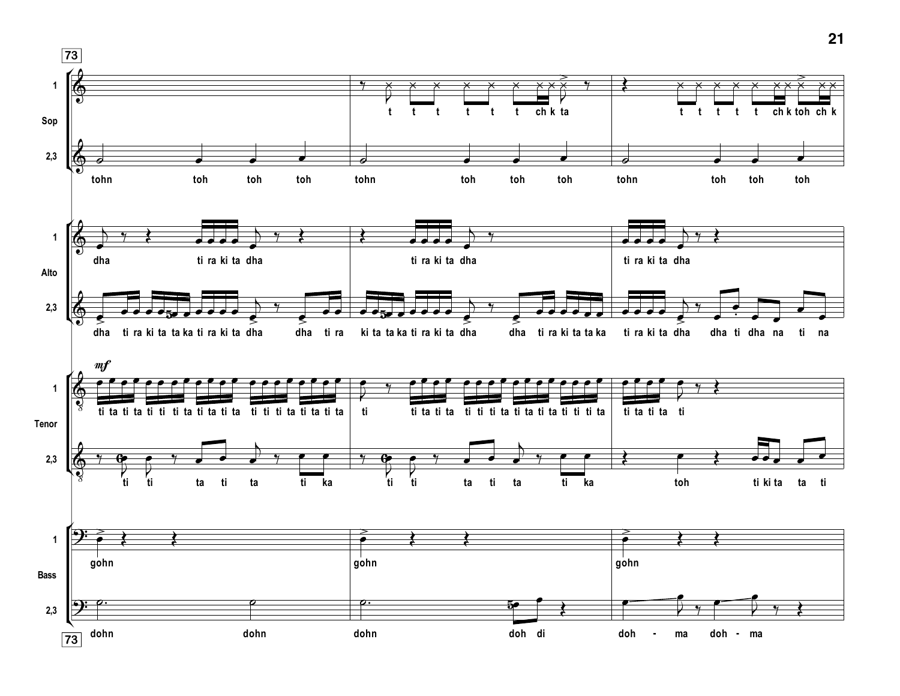73

**Sop 1:** t t t t t t ch k ta | t t t t t ch k toh ch k

**Sop 2,3:** tohn toh toh toh | tohn toh toh toh | tohn toh toh toh

**Alto 1:** dha ti ra ki ta dha | ti ra ki ta dha | ti ra ki ta dha

**Alto 2,3:** dha ti ra ki ta ta ka ti ra ki ta dha dha ti ra | ki ta ta ka ti ra ki ta dha dha ti ra ki ta ta ka | ti ra ki ta dha dha ti dha na ti na

**Tenor 1:** *mf* ti ta ti ta ti ti ti ta ti ta ti ta ti ti ti ta ti ta ti ta | ti ti ta ti ta ti ti ti ta ti ta ti ta ti ti ti ta | ti ta ti ta ti

**Tenor 2,3:** ti ti ta ti ta ti ka | ti ti ta ti ta ti ka | toh ti ki ta ta ti

**Bass 1:** gohn | gohn | gohn

**Bass 2,3:** dohn dohn | dohn doh di | doh - ma doh - ma

73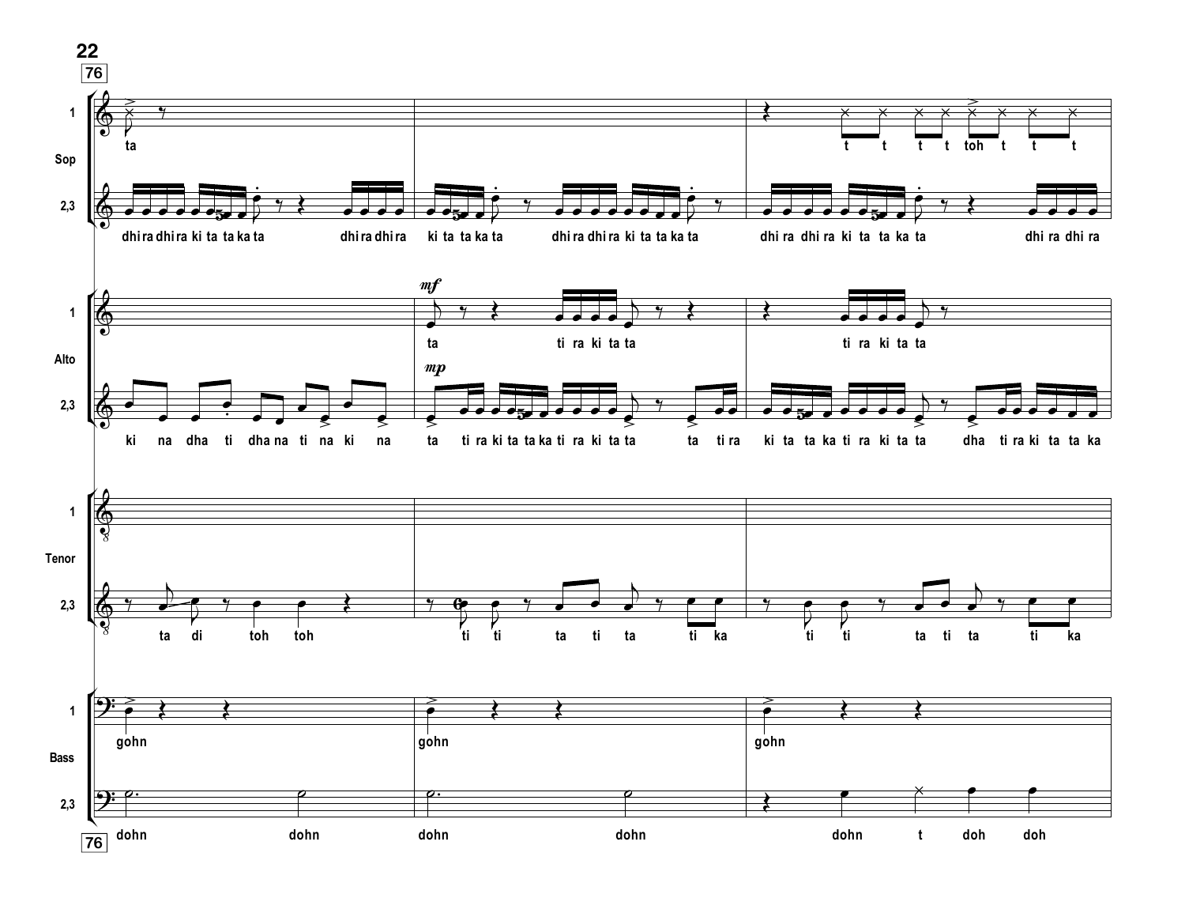**76**

**Sop 1:** ta — t t t t toh t t t

**Sop 2,3:** dhi ra dhi ra ki ta ta ka ta dhi ra dhi ra ki ta ta ka ta dhi ra dhi ra ki ta ta ka ta dhi ra dhi ra ki ta ta ka ta dhi ra dhi ra

**Alto 1:** *mf* ta ti ra ki ta ta ti ra ki ta ta

**Alto 2,3:** ki na dha ti dha na ti na ki na *mp* ta ti ra ki ta ta ka ti ra ki ta ta ta ti ra ki ta ta ka ti ra ki ta ta dha ti ra ki ta ta ka

**Tenor 1:**

**Tenor 2,3:** ta di toh toh ti ti ta ti ta ti ka ti ti ta ti ta ti ka

**Bass 1:** gohn gohn gohn

**Bass 2,3:** dohn dohn dohn dohn dohn t doh doh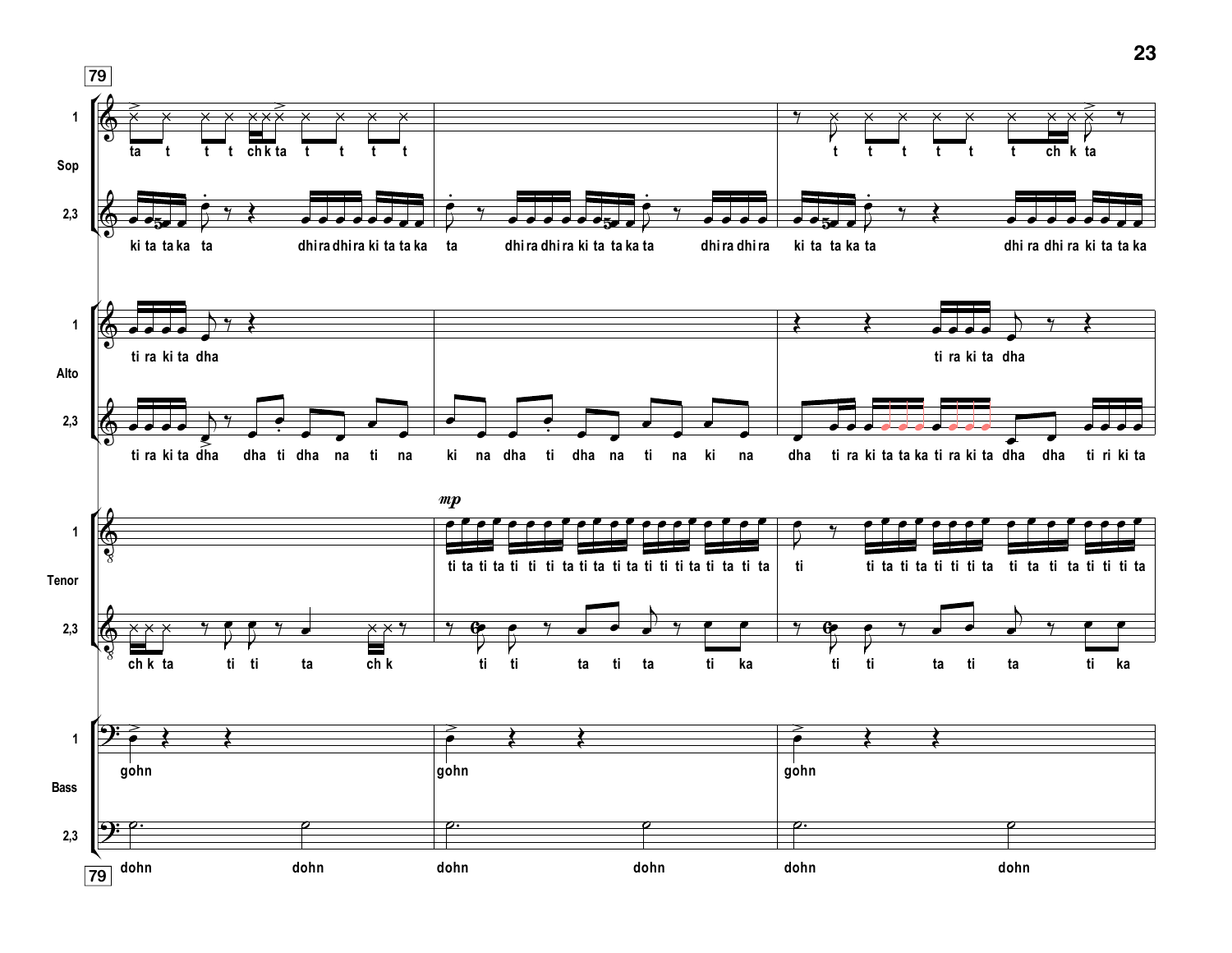79

**Sop 1:** ta t t t ch k ta t t t t | | t t t t t t ch k ta

**Sop 2,3:** ki ta ta ka ta dhi ra dhi ra ki ta ta ka | ta dhi ra dhi ra ki ta ta ka ta dhi ra dhi ra | ki ta ta ka ta dhi ra dhi ra ki ta ta ka

**Alto 1:** ti ra ki ta dha | | ti ra ki ta dha

**Alto 2,3:** ti ra ki ta dha dha ti dha na ti na | ki na dha ti dha na ti na ki na | dha ti ra ki ta ta ka ti ra ki ta dha dha ti ri ki ta

**Tenor 1:** | *mp* ti ta ti ta ti ti ti ta ti ta ti ta ti ti ti ta ti ta ti ta | ti ti ta ti ta ti ti ti ta ti ta ti ta ti ti ti ta

**Tenor 2,3:** ch k ta ti ti ta ch k | ti ti ta ti ta ti ka | ti ti ta ti ta ti ka

**Bass 1:** gohn | gohn | gohn

**Bass 2,3:** dohn dohn | dohn dohn | dohn dohn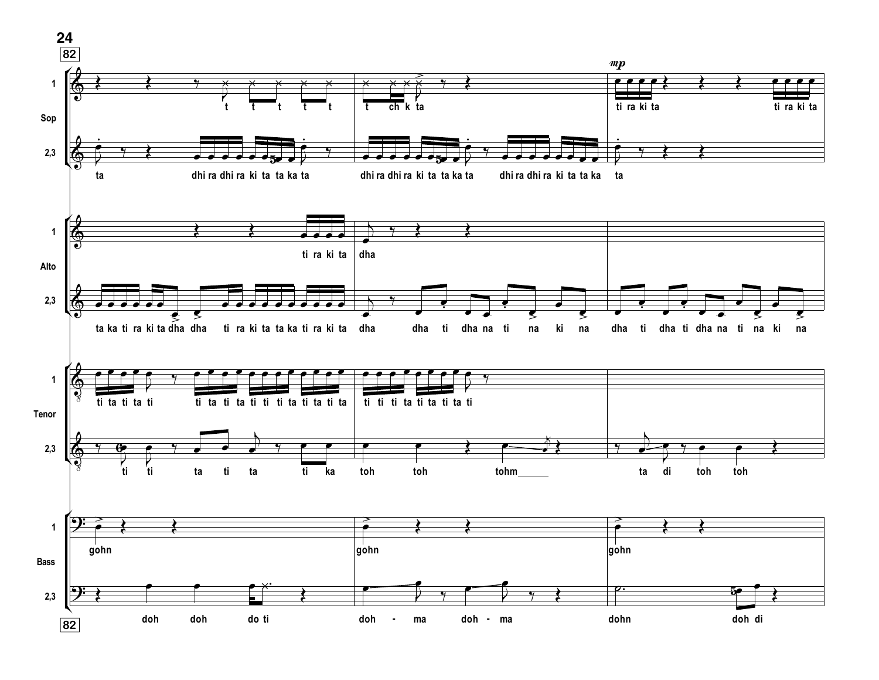82

**Sop 1:** t t t t t | t ch k ta | *mp* ti ra ki ta ti ra ki ta

**Sop 2,3:** ta dhi ra dhi ra ki ta ta ka ta | dhi ra dhi ra ki ta ta ka ta dhi ra dhi ra ki ta ta ka | ta

**Alto 1:** ti ra ki ta | dha |

**Alto 2,3:** ta ka ti ra ki ta dha dha ti ra ki ta ta ka ti ra ki ta | dha dha ti dha na ti na ki na | dha ti dha ti dha na ti na ki na

**Tenor 1:** ti ta ti ta ti ti ta ti ta ti ti ti ta ti ta ti ta | ti ti ti ta ti ta ti ta ti |

**Tenor 2,3:** ti ti ta ti ta ti ka | toh toh tohm\_\_\_\_\_ | ta di toh toh

**Bass 1:** gohn | gohn | gohn

**Bass 2,3:** doh doh do ti | doh - ma doh - ma | dohn doh di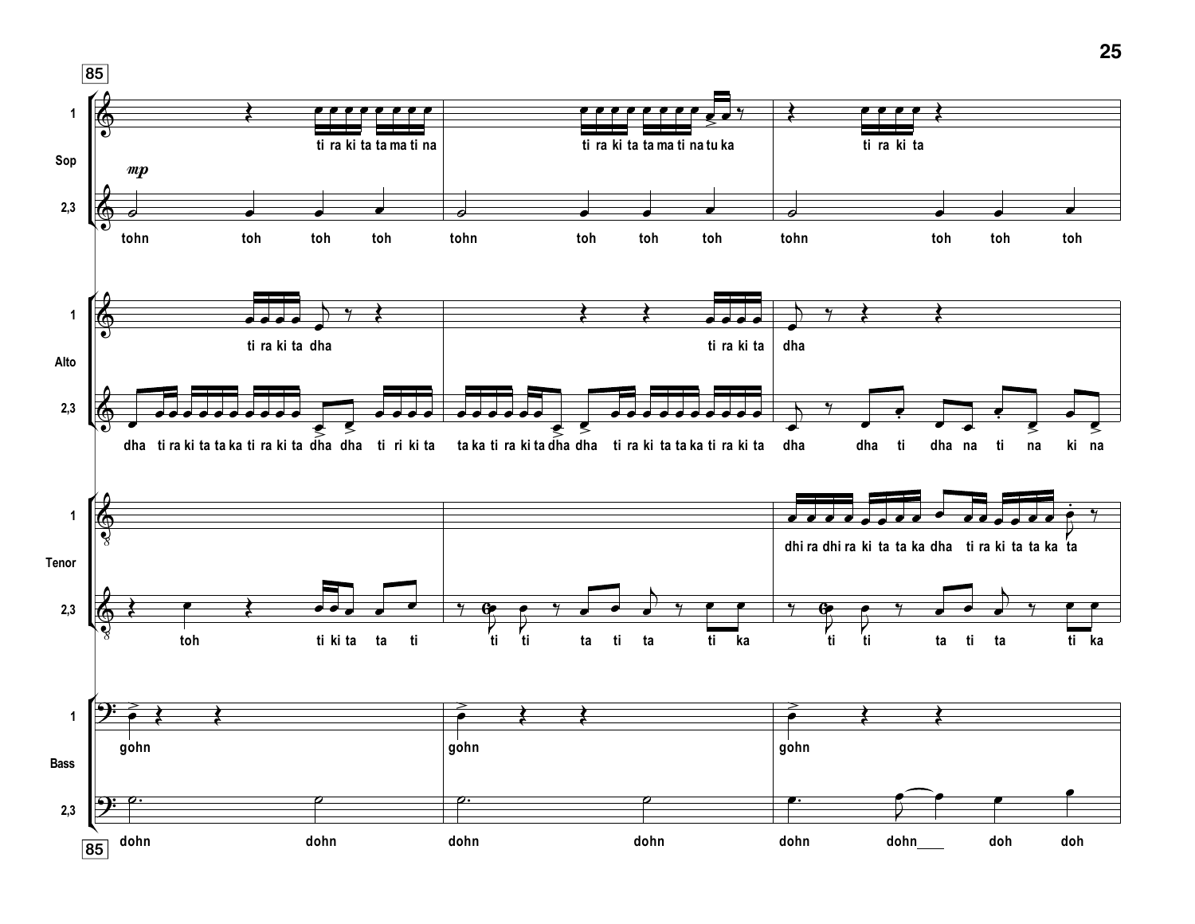**85**

**Sop 1:** ti ra ki ta ta ma ti na | ti ra ki ta ta ma ti na tu ka | ti ra ki ta

*mp*

**Sop 2,3:** tohn toh toh toh | tohn toh toh toh | tohn toh toh toh

**Alto 1:** ti ra ki ta dha | ti ra ki ta | dha

**Alto 2,3:** dha ti ra ki ta ta ka ti ra ki ta dha dha ti ri ki ta | ta ka ti ra ki ta dha dha ti ra ki ta ta ka ti ra ki ta | dha dha ti dha na ti na ki na

**Tenor 1:** dhi ra dhi ra ki ta ta ka dha ti ra ki ta ta ka ta

**Tenor 2,3:** toh ti ki ta ta ti | ti ti ta ti ta ti ka | ti ti ta ti ta ti ka

**Bass 1:** gohn | gohn | gohn

**Bass 2,3:** dohn dohn | dohn dohn | dohn dohn___ doh doh

**85**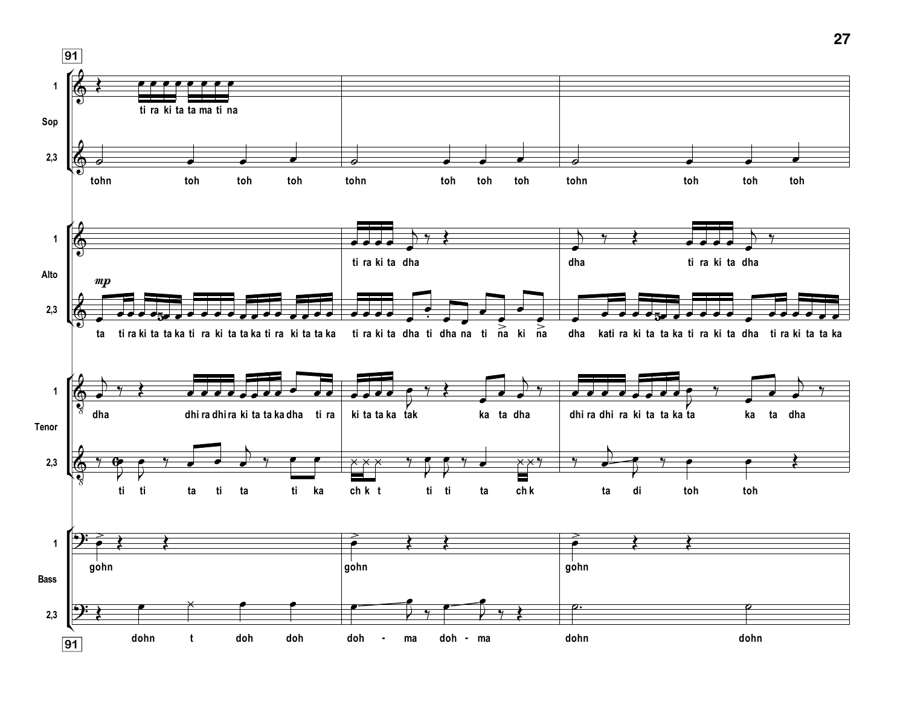**91**

**Sop 1:** ti ra ki ta ta ma ti na

**Sop 2,3:** tohn toh toh toh tohn toh toh toh tohn toh toh toh

**Alto 1:** ti ra ki ta dha dha ti ra ki ta dha

**Alto 2,3:** *mp* ta ti ra ki ta ta ka ti ra ki ta ta ka ti ra ki ta ta ka ti ra ki ta dha ti dha na ti na ki na dha ka ti ra ki ta ta ka ti ra ki ta dha ti ra ki ta ta ka

**Tenor 1:** dha dhi ra dhi ra ki ta ta ka dha ti ra ki ta ta ka tak ka ta dha dhi ra dhi ra ki ta ta ka ta ka ta dha

**Tenor 2,3:** ti ti ta ti ta ti ka ch k t ti ti ta ch k ta di toh toh

**Bass 1:** gohn gohn gohn

**Bass 2,3:** dohn t doh doh doh - ma doh - ma dohn dohn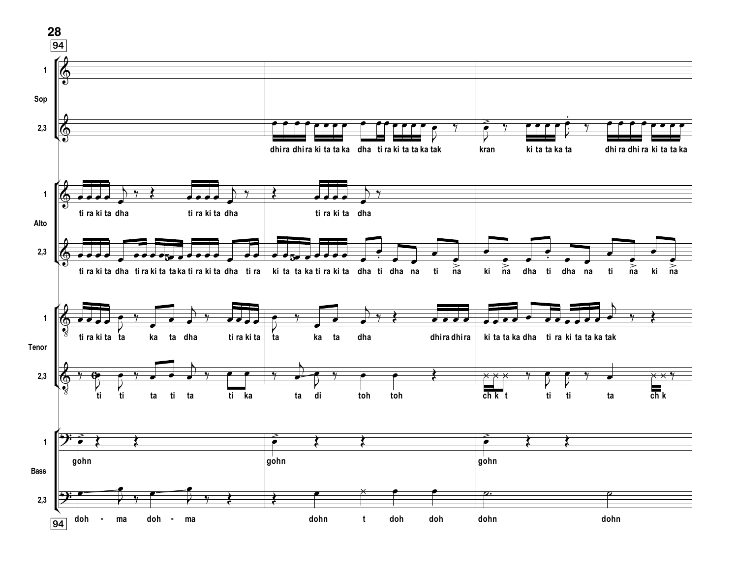94

**Sop 1**

**Sop 2,3**

dhi ra dhi ra ki ta ta ka dha ti ra ki ta ta ka tak kran ki ta ta ka ta dhi ra dhi ra ki ta ta ka

**Alto 1**

ti ra ki ta dha ti ra ki ta dha ti ra ki ta dha

**Alto 2,3**

ti ra ki ta dha ti ra ki ta ta ka ti ra ki ta dha ti ra ki ta ta ka ti ra ki ta dha ti dha na ti na ki na dha ti dha na ti na ki na

**Tenor 1**

ti ra ki ta ta ka ta dha ti ra ki ta ta ka ta dha dhi ra dhi ra ki ta ta ka dha ti ra ki ta ta ka tak

**Tenor 2,3**

ti ti ta ti ta ti ka ta di toh toh ch k t ti ti ta ch k

**Bass 1**

gohn gohn gohn

**Bass 2,3**

doh - ma doh - ma dohn t doh doh dohn dohn

94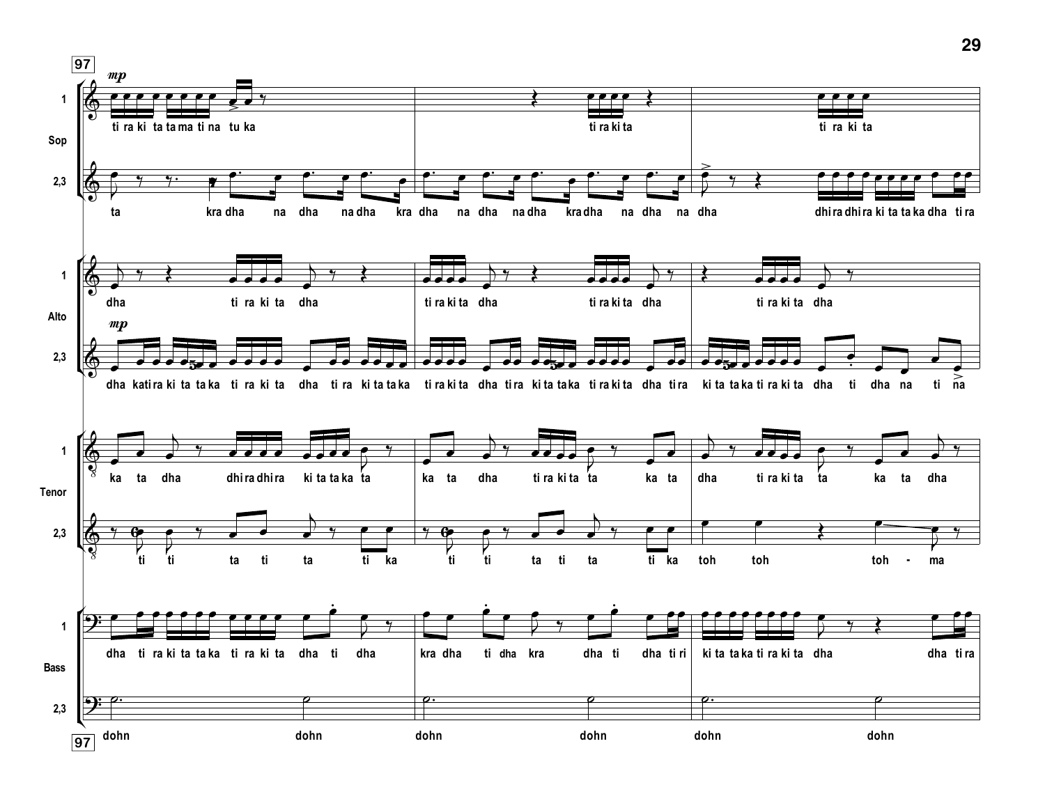**97**

*mp*

**Sop 1:** ti ra ki ta ta ma ti na tu ka | ti ra ki ta | ti ra ki ta

**Sop 2,3:** ta kra dha na dha na dha kra dha na dha na dha kra dha na dha na dha dhi ra dhi ra ki ta ta ka dha ti ra

**Alto 1:** dha ti ra ki ta dha ti ra ki ta dha ti ra ki ta dha ti ra ki ta dha

*mp*

**Alto 2,3:** dha ka ti ra ki ta ta ka ti ra ki ta dha ti ra ki ta ta ka ti ra ki ta dha ti ra ki ta ta ka ti ra ki ta dha ti ra ki ta ta ka ti ra ki ta dha ti dha na ti na

**Tenor 1:** ka ta dha dhi ra dhi ra ki ta ta ka ta ka ta dha ti ra ki ta ta ka ta dha ti ra ki ta ta ka ta dha

**Tenor 2,3:** ti ti ta ti ta ti ka ti ti ta ti ta ti ka toh toh toh - ma

**Bass 1:** dha ti ra ki ta ta ka ti ra ki ta dha ti dha kra dha ti dha kra dha ti dha ti ri ki ta ta ka ti ra ki ta dha dha ti ra

**Bass 2,3:** dohn dohn dohn dohn dohn dohn

**97**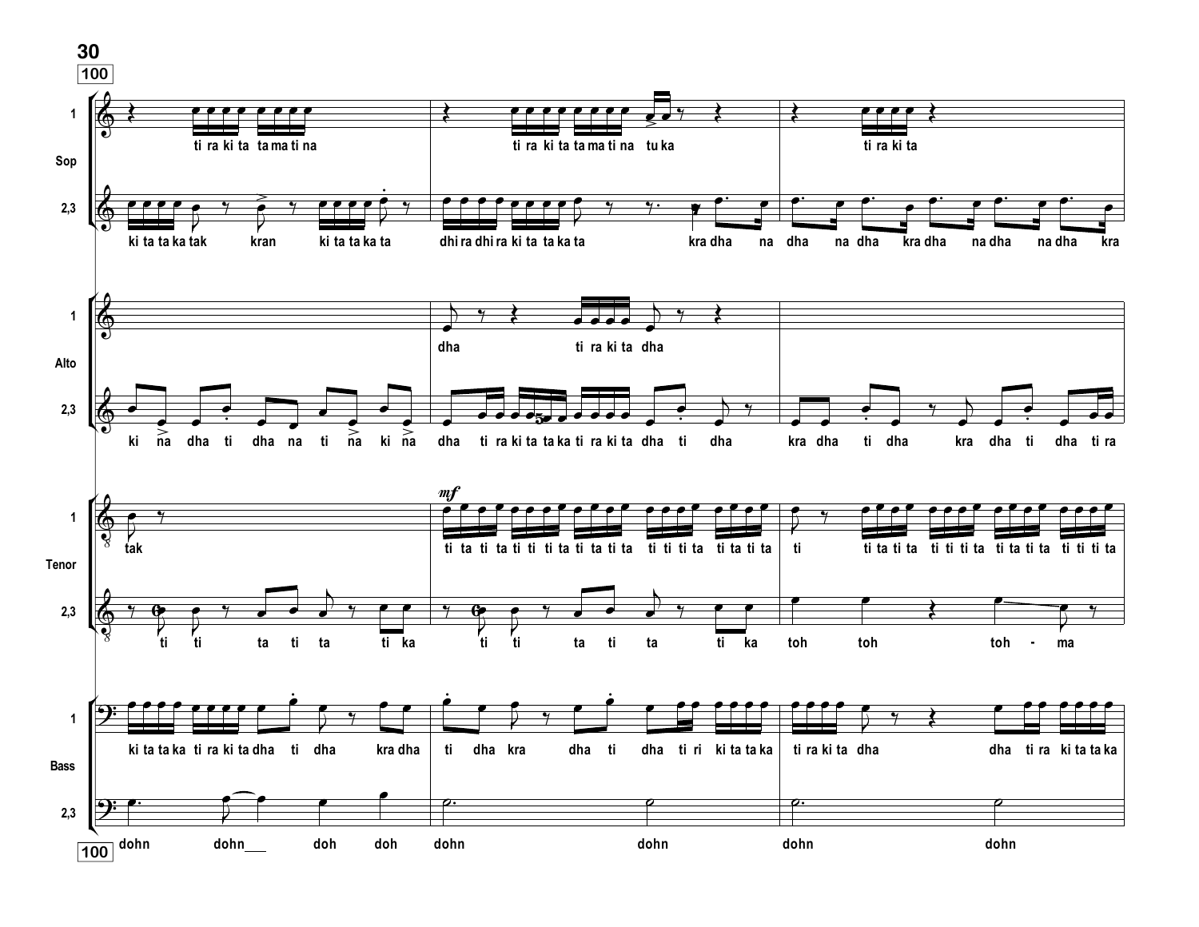**100**

**Sop 1:** ti ra ki ta ta ma ti na | ti ra ki ta ta ma ti na tu ka | ti ra ki ta

**Sop 2,3:** ki ta ta ka tak kran ki ta ta ka ta | dhi ra dhi ra ki ta ta ka ta kra dha na | dha na dha kra dha na dha na dha kra

**Alto 1:** | dha ti ra ki ta dha |

**Alto 2,3:** ki na dha ti dha na ti na ki na | dha ti ra ki ta ta ka ti ra ki ta dha ti dha | kra dha ti dha kra dha ti dha ti ra

**Tenor 1:** tak | *mf* ti ta ti ta ti ti ti ta ti ta ti ta ti ti ti ta ti ta ti ta | ti ti ta ti ta ti ti ti ta ti ta ti ta ti ti ti ta

**Tenor 2,3:** ti ti ta ti ta ti ka | ti ti ta ti ta ti ka | toh toh toh - ma

**Bass 1:** ki ta ta ka ti ra ki ta dha ti dha kra dha | ti dha kra dha ti dha ti ri ki ta ta ka | ti ra ki ta dha dha ti ra ki ta ta ka

**Bass 2,3:** dohn dohn___ doh doh | dohn dohn | dohn dohn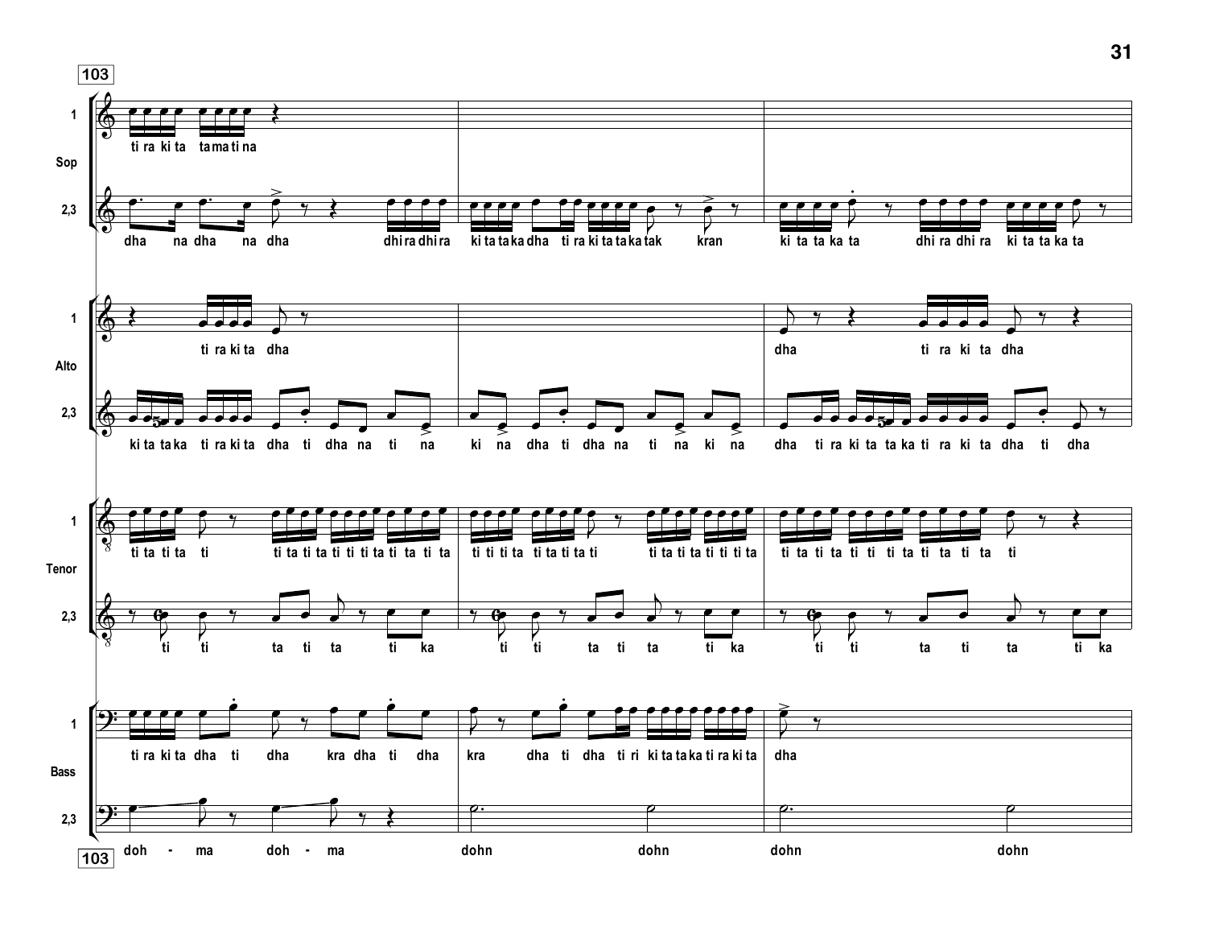103

**Sop 1:** ti ra ki ta ta ma ti na

**Sop 2,3:** dha na dha na dha dhi ra dhi ra ki ta ta ka dha ti ra ki ta ta ka tak kran ki ta ta ka ta dhi ra dhi ra ki ta ta ka ta

**Alto 1:** ti ra ki ta dha dha ti ra ki ta dha

**Alto 2,3:** ki ta ta ka ti ra ki ta dha ti dha na ti na ki na dha ti dha na ti na ki na dha ti ra ki ta ta ka ti ra ki ta dha ti dha

**Tenor 1:** ti ta ti ta ti ti ta ti ta ti ti ti ta ti ta ti ta ti ti ti ti ta ti ta ti ta ti ti ta ti ta ti ti ta ti ta ti ti ti ta ti ta ti ta ti

**Tenor 2,3:** ti ti ta ti ta ti ka ti ti ta ti ta ti ka ti ti ta ti ta ti ka

**Bass 1:** ti ra ki ta dha ti dha kra dha ti dha kra dha ti dha ti ri ki ta ta ka ti ra ki ta dha

**Bass 2,3:** doh - ma doh - ma dohn dohn dohn dohn

103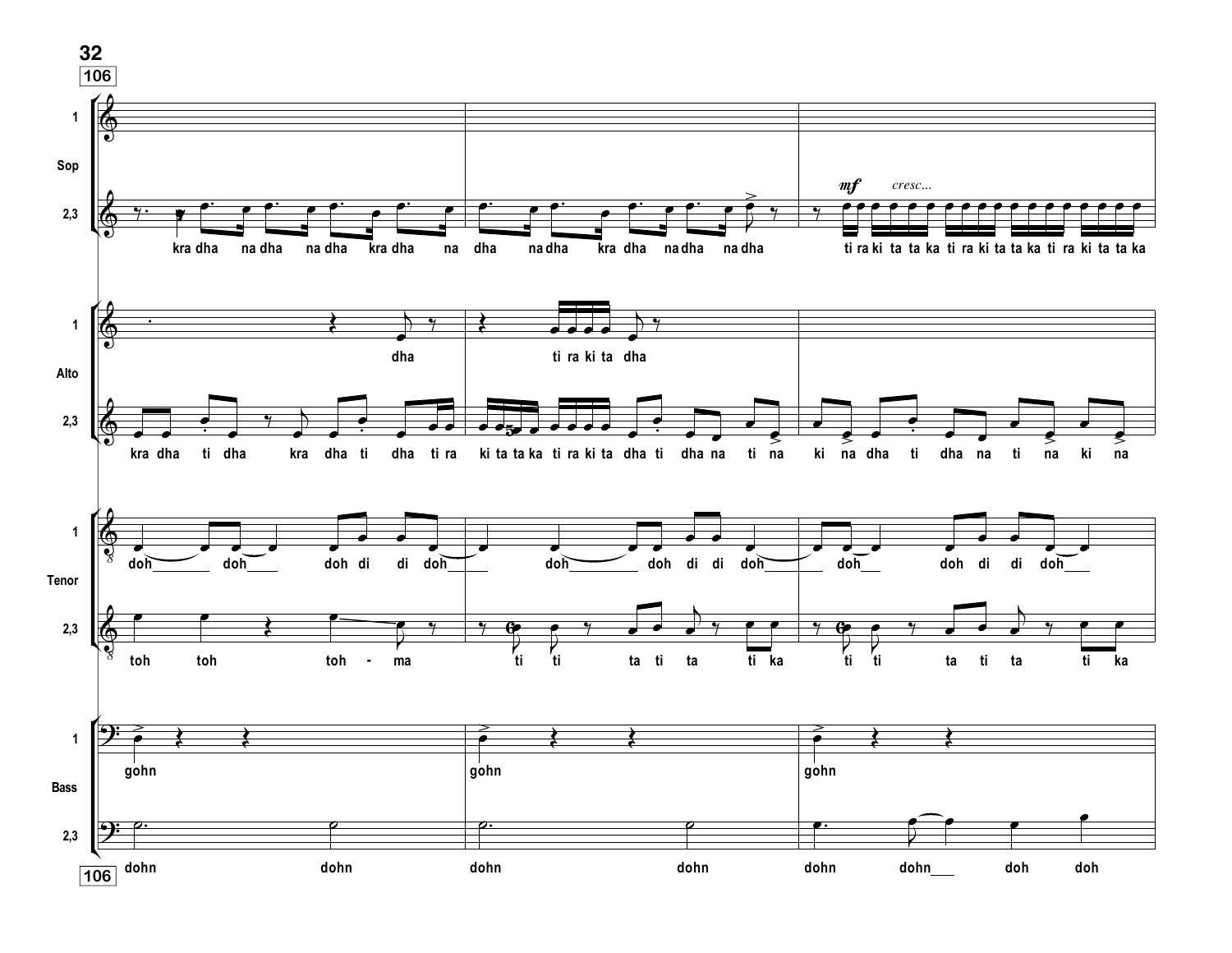106

**Sop 1**

**Sop 2,3**

*mf* *cresc...*

kra dha na dha na dha kra dha na dha na dha kra dha na dha na dha

ti ra ki ta ta ka ti ra ki ta ta ka ti ra ki ta ta ka

**Alto 1**

dha ti ra ki ta dha

**Alto 2,3**

kra dha ti dha kra dha ti dha ti ra ki ta ta ka ti ra ki ta dha ti dha na ti na ki na dha ti dha na ti na ki na

**Tenor 1**

doh doh doh di di doh doh doh di di doh doh doh di di doh

**Tenor 2,3**

toh toh toh - ma ti ti ta ti ta ti ka ti ti ta ti ta ti ka

**Bass 1**

gohn gohn gohn

**Bass 2,3**

dohn dohn dohn dohn dohn dohn doh doh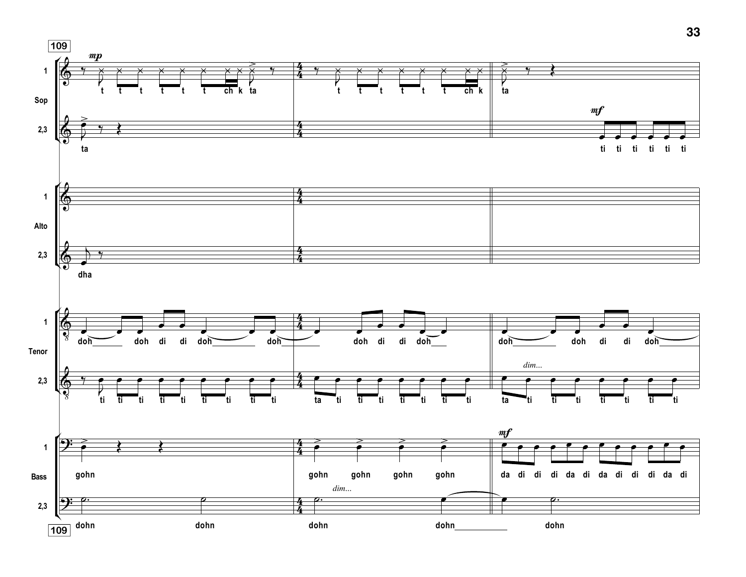109

**Sop 1** *mp*
t t t t t t ch k ta | t t t t t t ch k | ta

**Sop 2,3**
ta | | *mf* ti ti ti ti ti ti

**Alto 1**

**Alto 2,3**
dha

**Tenor 1**
doh doh di di doh doh | doh di di doh | doh doh di di doh

**Tenor 2,3**
ti ti ti ti ti ti ti ti ti | ta ti ti ti ti ti ti ti | *dim...* ta ti ti ti ti ti ti ti

**Bass 1**
gohn | gohn gohn gohn gohn | *mf* da di di di da di da di di di da di

**Bass 2,3**
dohn dohn | *dim...* dohn dohn | dohn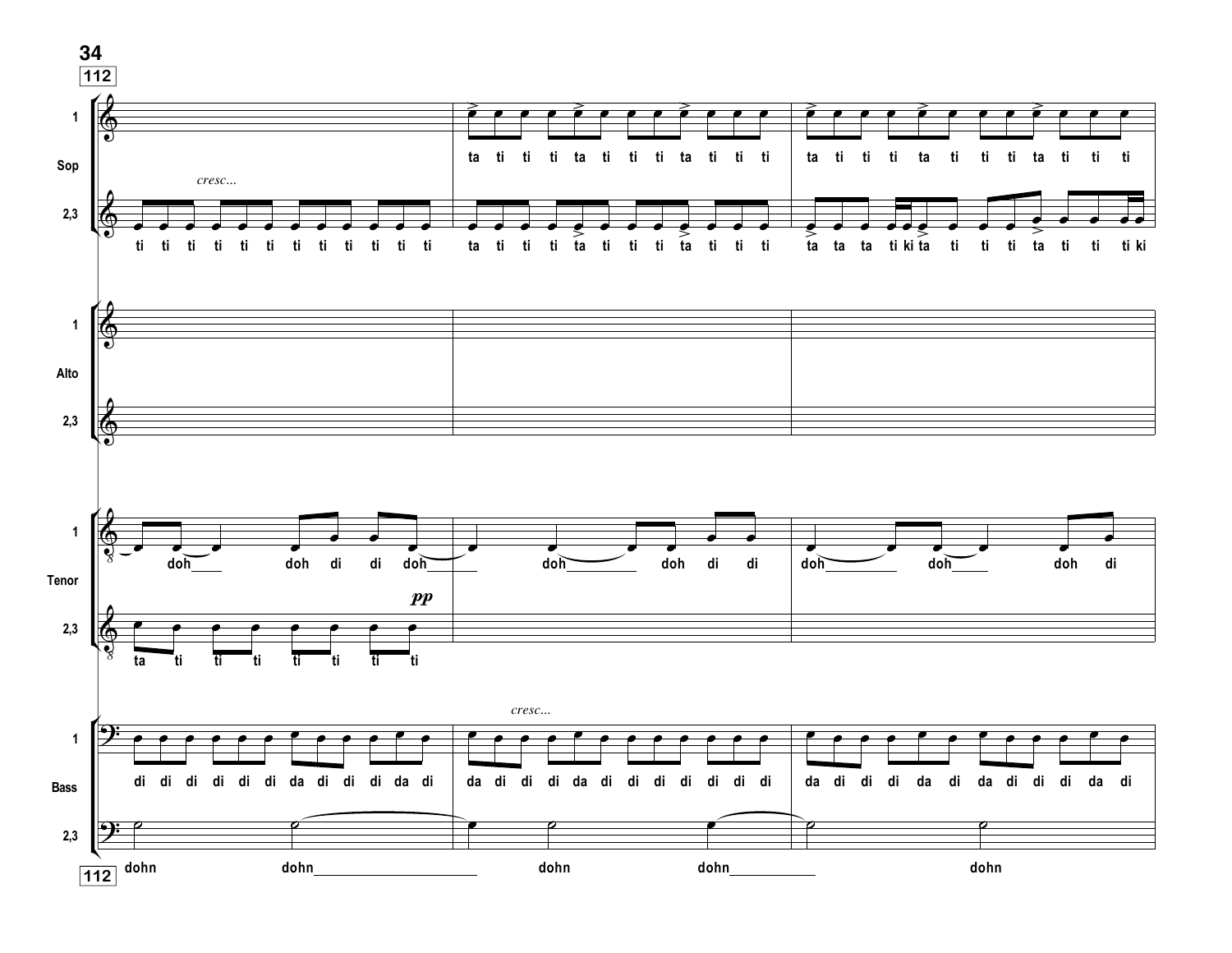112

**Sop 1:** ta ti ti ti ta ti ti ti ta ti ti ti | ta ti ti ti ta ti ti ti ta ti ti ti

**Sop 2,3:** *cresc...* ti ti ti ti ti ti ti ti ti ti ti ti | ta ti ti ti ta ti ti ti ta ti ti ti | ta ta ta ti ki ta ti ti ti ta ti ti ti ki

**Alto 1**

**Alto 2,3**

**Tenor 1:** doh doh di di doh | doh doh di di | doh doh doh di

**Tenor 2,3:** ta ti ti ti ti ti ti ti *pp*

**Bass 1:** di di di di di di da di di di da di | *cresc...* da di di di da di di di di di di di | da di di di da di da di di di da di

**Bass 2,3:** dohn dohn | dohn dohn | dohn

112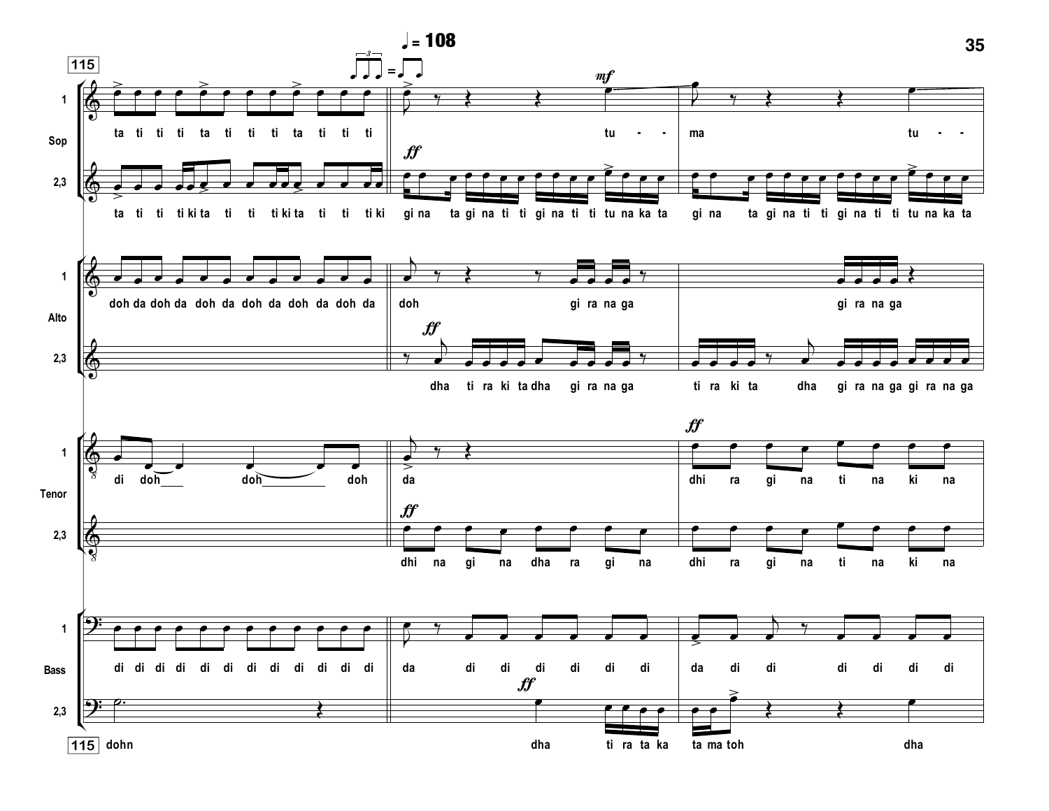115

♩ = 108

**Sop 1:** ta ti ti ti ta ti ti ti ta ti ti ti ‖ tu - - ma tu - -

**Sop 2,3:** ta ti ti ti ki ta ti ti ti ki ta ti ti ti ki ‖ gi na ta gi na ti ti gi na ti ti tu na ka ta gi na ta gi na ti ti gi na ti ti tu na ka ta

**Alto 1:** doh da doh da doh da doh da doh da doh da ‖ doh gi ra na ga gi ra na ga

**Alto 2,3:** ‖ dha ti ra ki ta dha gi ra na ga ti ra ki ta dha gi ra na ga gi ra na ga

**Tenor 1:** di doh doh doh ‖ da dhi ra gi na ti na ki na

**Tenor 2,3:** ‖ dhi na gi na dha ra gi na dhi ra gi na ti na ki na

**Bass 1:** di di di di di di di di di di di di ‖ da di di di di di di da di di di di di di

**Bass 2,3:** dohn ‖ dha ti ra ta ka ta ma toh dha

*mf* *ff*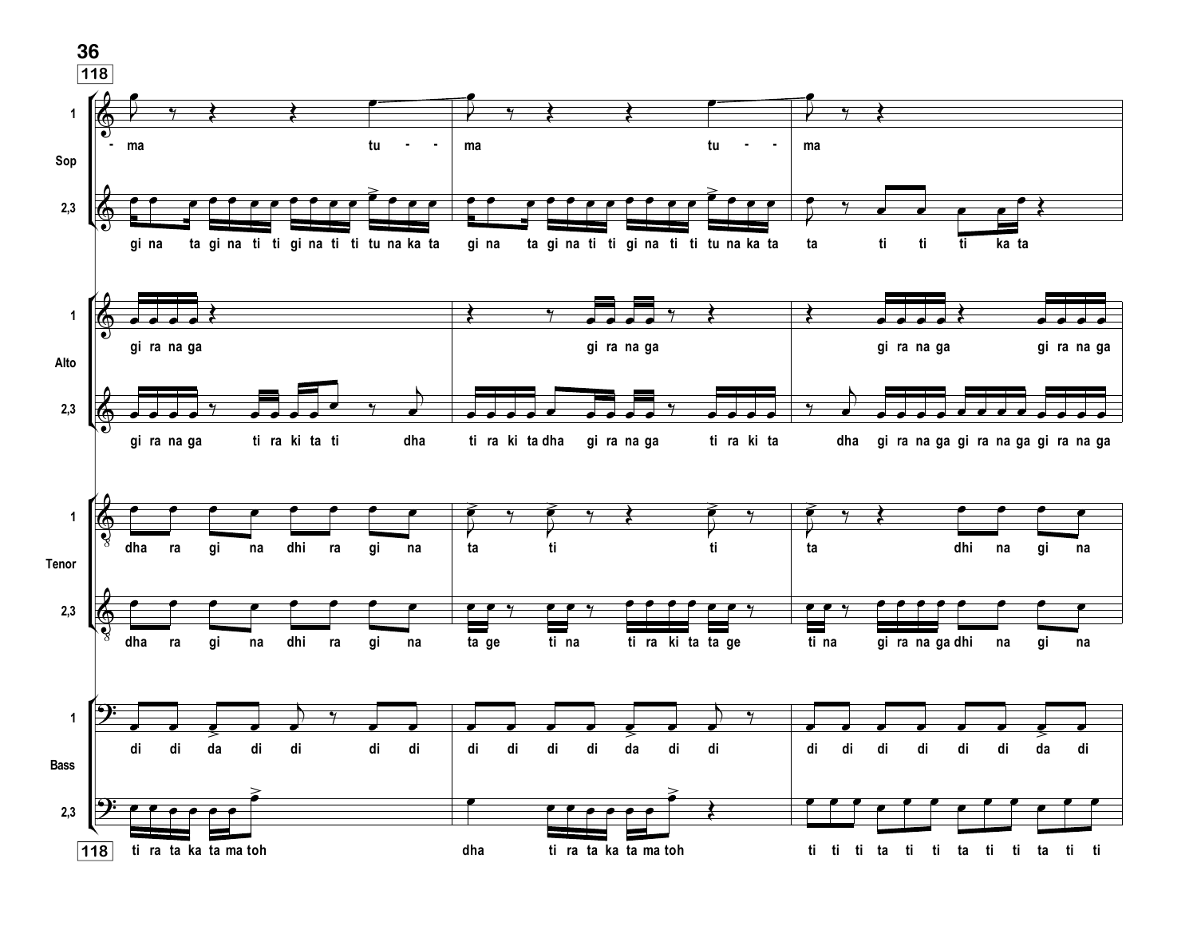**118**

**Sop 1**
- ma tu - - ma tu - - ma

**Sop 2,3**
gi na ta gi na ti ti gi na ti ti tu na ka ta gi na ta gi na ti ti gi na ti ti tu na ka ta ta ti ti ti ka ta

**Alto 1**
gi ra na ga gi ra na ga gi ra na ga gi ra na ga

**Alto 2,3**
gi ra na ga ti ra ki ta ti dha ti ra ki ta dha gi ra na ga ti ra ki ta dha gi ra na ga gi ra na ga gi ra na ga

**Tenor 1**
dha ra gi na dhi ra gi na ta ti ti ta dhi na gi na

**Tenor 2,3**
dha ra gi na dhi ra gi na ta ge ti na ti ra ki ta ta ge ti na gi ra na ga dhi na gi na

**Bass 1**
di di da di di di di di di di di da di di di di di di di di da di

**Bass 2,3**
ti ra ta ka ta ma toh dha ti ra ta ka ta ma toh ti ti ti ta ti ti ta ti ti ta ti ti

**118**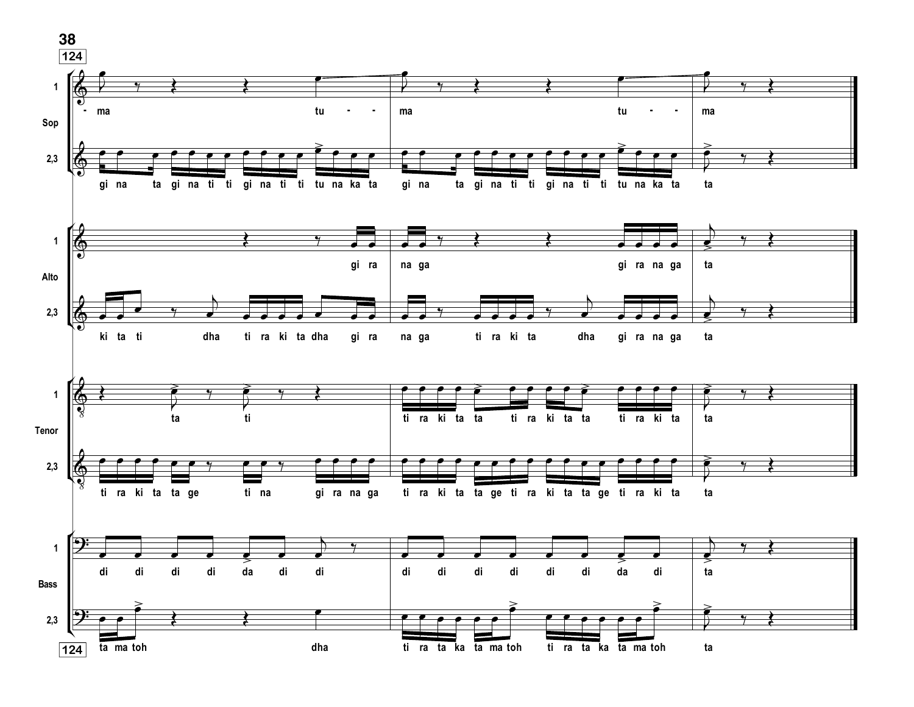124

**Sop**

1: - ma tu - - ma tu - - ma

2,3: gi na ta gi na ti ti gi na ti ti tu na ka ta gi na ta gi na ti ti gi na ti ti tu na ka ta ta

**Alto**

1: gi ra na ga gi ra na ga ta

2,3: ki ta ti dha ti ra ki ta dha gi ra na ga ti ra ki ta dha gi ra na ga ta

**Tenor**

1: ta ti ti ra ki ta ta ti ra ki ta ta ti ra ki ta ta

2,3: ti ra ki ta ta ge ti na gi ra na ga ti ra ki ta ta ge ti ra ki ta ta ge ti ra ki ta ta

**Bass**

1: di di di di da di di di di di di di di da di ta

2,3: ta ma toh dha ti ra ta ka ta ma toh ti ra ta ka ta ma toh ta